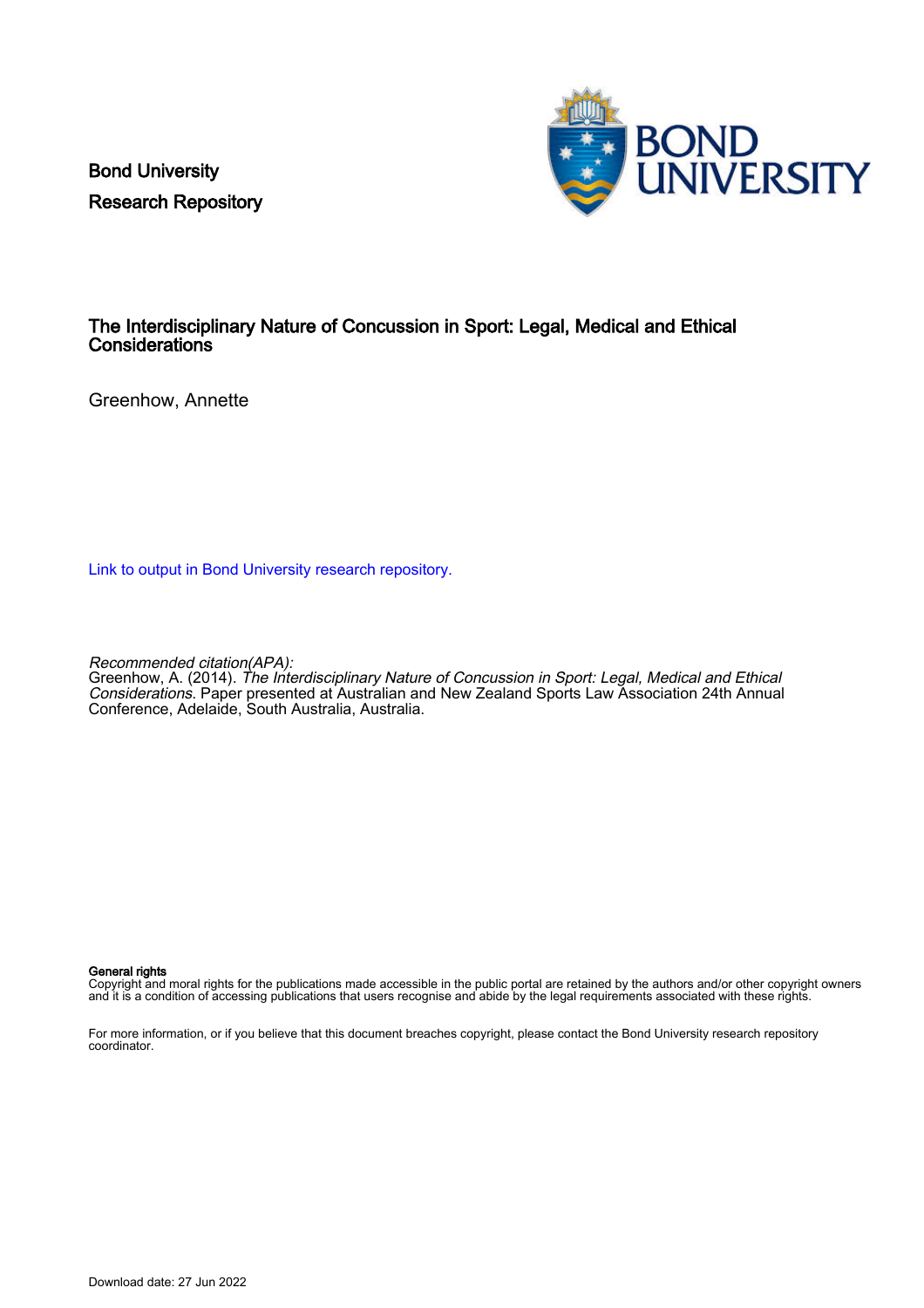Bond University
Research Repository

# The Interdisciplinary Nature of Concussion in Sport: Legal, Medical and Ethical Considerations

Greenhow, Annette

Link to output in Bond University research repository.

*Recommended citation(APA):*
Greenhow, A. (2014). *The Interdisciplinary Nature of Concussion in Sport: Legal, Medical and Ethical Considerations*. Paper presented at Australian and New Zealand Sports Law Association 24th Annual Conference, Adelaide, South Australia, Australia.

**General rights**
Copyright and moral rights for the publications made accessible in the public portal are retained by the authors and/or other copyright owners and it is a condition of accessing publications that users recognise and abide by the legal requirements associated with these rights.

For more information, or if you believe that this document breaches copyright, please contact the Bond University research repository coordinator.

Download date: 27 Jun 2022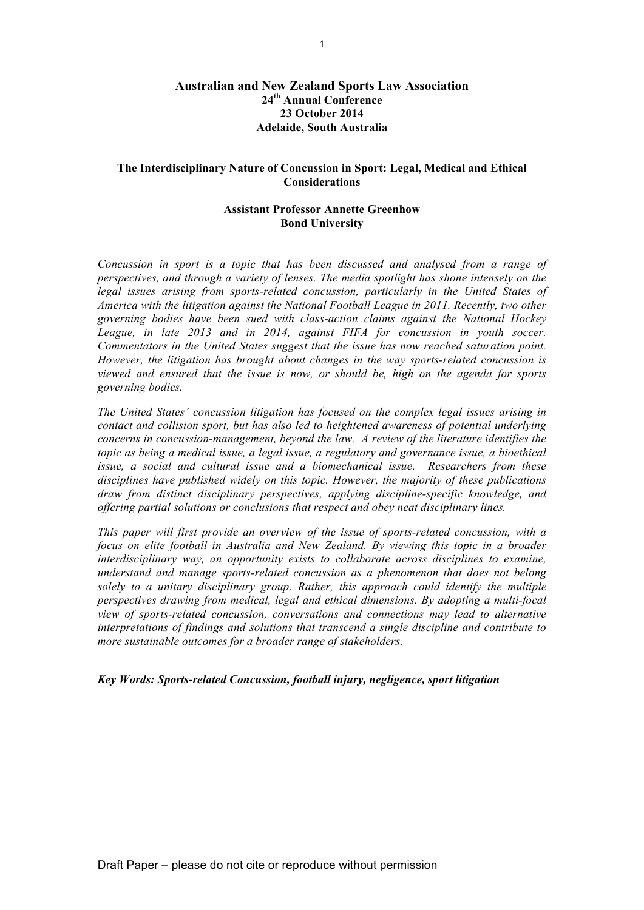**Australian and New Zealand Sports Law Association**
**24th Annual Conference**
**23 October 2014**
**Adelaide, South Australia**

**The Interdisciplinary Nature of Concussion in Sport: Legal, Medical and Ethical Considerations**

**Assistant Professor Annette Greenhow**
**Bond University**

*Concussion in sport is a topic that has been discussed and analysed from a range of perspectives, and through a variety of lenses. The media spotlight has shone intensely on the legal issues arising from sports-related concussion, particularly in the United States of America with the litigation against the National Football League in 2011. Recently, two other governing bodies have been sued with class-action claims against the National Hockey League, in late 2013 and in 2014, against FIFA for concussion in youth soccer. Commentators in the United States suggest that the issue has now reached saturation point. However, the litigation has brought about changes in the way sports-related concussion is viewed and ensured that the issue is now, or should be, high on the agenda for sports governing bodies.*

*The United States' concussion litigation has focused on the complex legal issues arising in contact and collision sport, but has also led to heightened awareness of potential underlying concerns in concussion-management, beyond the law. A review of the literature identifies the topic as being a medical issue, a legal issue, a regulatory and governance issue, a bioethical issue, a social and cultural issue and a biomechanical issue. Researchers from these disciplines have published widely on this topic. However, the majority of these publications draw from distinct disciplinary perspectives, applying discipline-specific knowledge, and offering partial solutions or conclusions that respect and obey neat disciplinary lines.*

*This paper will first provide an overview of the issue of sports-related concussion, with a focus on elite football in Australia and New Zealand. By viewing this topic in a broader interdisciplinary way, an opportunity exists to collaborate across disciplines to examine, understand and manage sports-related concussion as a phenomenon that does not belong solely to a unitary disciplinary group. Rather, this approach could identify the multiple perspectives drawing from medical, legal and ethical dimensions. By adopting a multi-focal view of sports-related concussion, conversations and connections may lead to alternative interpretations of findings and solutions that transcend a single discipline and contribute to more sustainable outcomes for a broader range of stakeholders.*

***Key Words: Sports-related Concussion, football injury, negligence, sport litigation***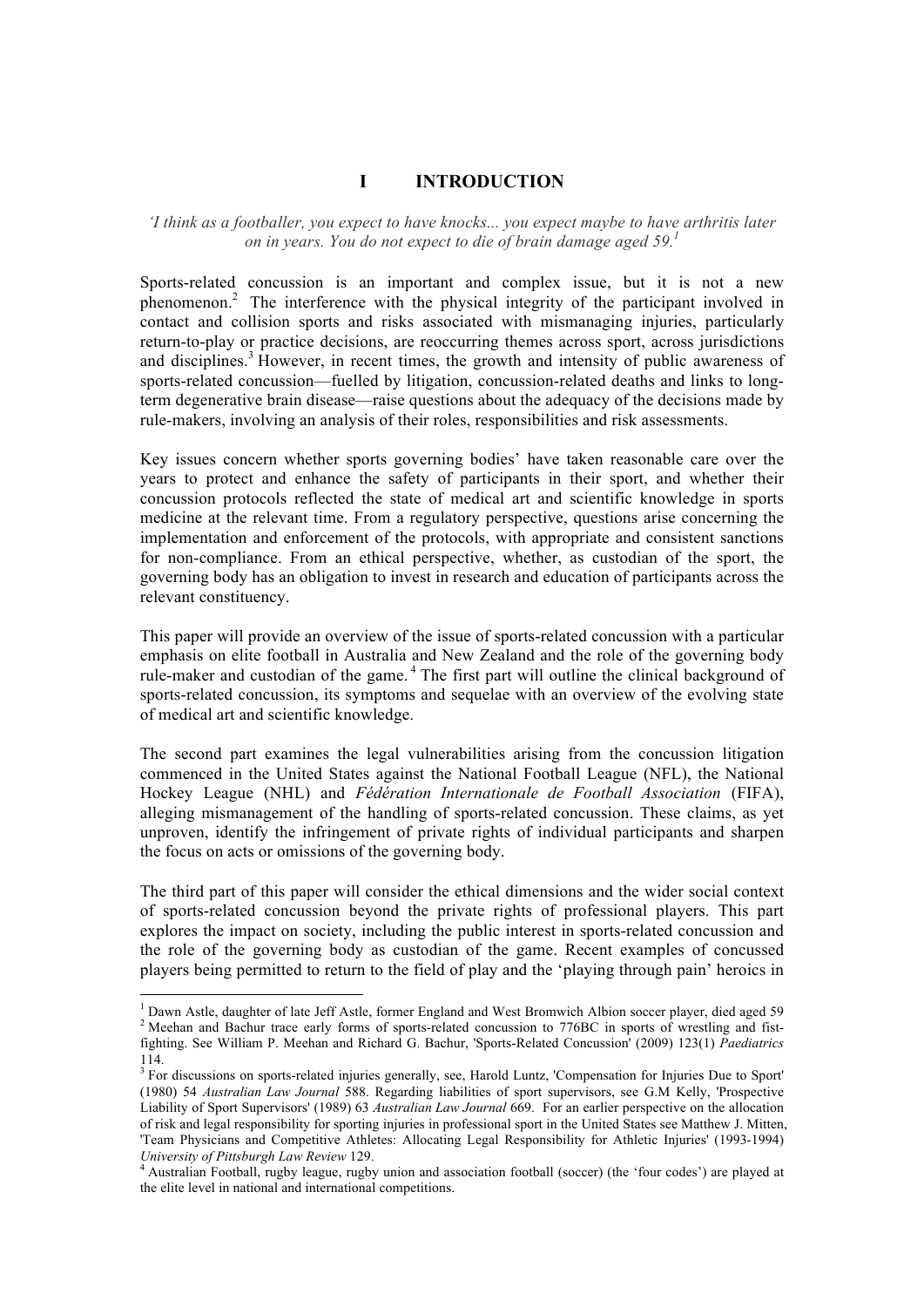# I INTRODUCTION

*'I think as a footballer, you expect to have knocks... you expect maybe to have arthritis later on in years. You do not expect to die of brain damage aged 59.*[1]

Sports-related concussion is an important and complex issue, but it is not a new phenomenon.[2] The interference with the physical integrity of the participant involved in contact and collision sports and risks associated with mismanaging injuries, particularly return-to-play or practice decisions, are reoccurring themes across sport, across jurisdictions and disciplines.[3] However, in recent times, the growth and intensity of public awareness of sports-related concussion—fuelled by litigation, concussion-related deaths and links to long-term degenerative brain disease—raise questions about the adequacy of the decisions made by rule-makers, involving an analysis of their roles, responsibilities and risk assessments.

Key issues concern whether sports governing bodies' have taken reasonable care over the years to protect and enhance the safety of participants in their sport, and whether their concussion protocols reflected the state of medical art and scientific knowledge in sports medicine at the relevant time. From a regulatory perspective, questions arise concerning the implementation and enforcement of the protocols, with appropriate and consistent sanctions for non-compliance. From an ethical perspective, whether, as custodian of the sport, the governing body has an obligation to invest in research and education of participants across the relevant constituency.

This paper will provide an overview of the issue of sports-related concussion with a particular emphasis on elite football in Australia and New Zealand and the role of the governing body rule-maker and custodian of the game.[4] The first part will outline the clinical background of sports-related concussion, its symptoms and sequelae with an overview of the evolving state of medical art and scientific knowledge.

The second part examines the legal vulnerabilities arising from the concussion litigation commenced in the United States against the National Football League (NFL), the National Hockey League (NHL) and *Fédération Internationale de Football Association* (FIFA), alleging mismanagement of the handling of sports-related concussion. These claims, as yet unproven, identify the infringement of private rights of individual participants and sharpen the focus on acts or omissions of the governing body.

The third part of this paper will consider the ethical dimensions and the wider social context of sports-related concussion beyond the private rights of professional players. This part explores the impact on society, including the public interest in sports-related concussion and the role of the governing body as custodian of the game. Recent examples of concussed players being permitted to return to the field of play and the 'playing through pain' heroics in

---

[1] Dawn Astle, daughter of late Jeff Astle, former England and West Bromwich Albion soccer player, died aged 59

[2] Meehan and Bachur trace early forms of sports-related concussion to 776BC in sports of wrestling and fist-fighting. See William P. Meehan and Richard G. Bachur, 'Sports-Related Concussion' (2009) 123(1) *Paediatrics* 114.

[3] For discussions on sports-related injuries generally, see, Harold Luntz, 'Compensation for Injuries Due to Sport' (1980) 54 *Australian Law Journal* 588. Regarding liabilities of sport supervisors, see G.M Kelly, 'Prospective Liability of Sport Supervisors' (1989) 63 *Australian Law Journal* 669. For an earlier perspective on the allocation of risk and legal responsibility for sporting injuries in professional sport in the United States see Matthew J. Mitten, 'Team Physicians and Competitive Athletes: Allocating Legal Responsibility for Athletic Injuries' (1993-1994) *University of Pittsburgh Law Review* 129.

[4] Australian Football, rugby league, rugby union and association football (soccer) (the 'four codes') are played at the elite level in national and international competitions.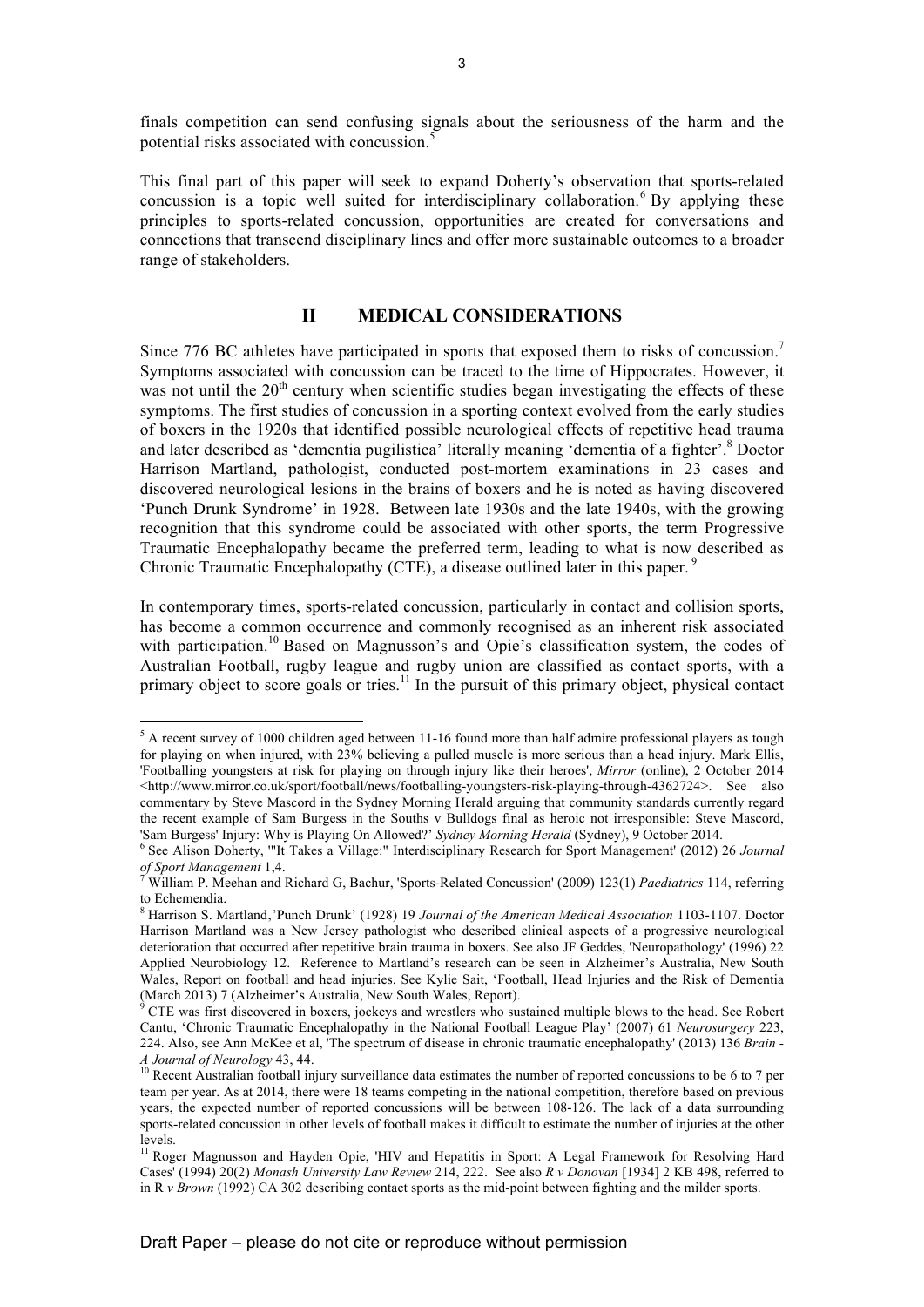finals competition can send confusing signals about the seriousness of the harm and the potential risks associated with concussion.[5]

This final part of this paper will seek to expand Doherty's observation that sports-related concussion is a topic well suited for interdisciplinary collaboration.[6] By applying these principles to sports-related concussion, opportunities are created for conversations and connections that transcend disciplinary lines and offer more sustainable outcomes to a broader range of stakeholders.

## II MEDICAL CONSIDERATIONS

Since 776 BC athletes have participated in sports that exposed them to risks of concussion.[7] Symptoms associated with concussion can be traced to the time of Hippocrates. However, it was not until the 20th century when scientific studies began investigating the effects of these symptoms. The first studies of concussion in a sporting context evolved from the early studies of boxers in the 1920s that identified possible neurological effects of repetitive head trauma and later described as 'dementia pugilistica' literally meaning 'dementia of a fighter'.[8] Doctor Harrison Martland, pathologist, conducted post-mortem examinations in 23 cases and discovered neurological lesions in the brains of boxers and he is noted as having discovered 'Punch Drunk Syndrome' in 1928. Between late 1930s and the late 1940s, with the growing recognition that this syndrome could be associated with other sports, the term Progressive Traumatic Encephalopathy became the preferred term, leading to what is now described as Chronic Traumatic Encephalopathy (CTE), a disease outlined later in this paper.[9]

In contemporary times, sports-related concussion, particularly in contact and collision sports, has become a common occurrence and commonly recognised as an inherent risk associated with participation.[10] Based on Magnusson's and Opie's classification system, the codes of Australian Football, rugby league and rugby union are classified as contact sports, with a primary object to score goals or tries.[11] In the pursuit of this primary object, physical contact

---

[5] A recent survey of 1000 children aged between 11-16 found more than half admire professional players as tough for playing on when injured, with 23% believing a pulled muscle is more serious than a head injury. Mark Ellis, 'Footballing youngsters at risk for playing on through injury like their heroes', *Mirror* (online), 2 October 2014 <http://www.mirror.co.uk/sport/football/news/footballing-youngsters-risk-playing-through-4362724>. See also commentary by Steve Mascord in the Sydney Morning Herald arguing that community standards currently regard the recent example of Sam Burgess in the Souths v Bulldogs final as heroic not irresponsible: Steve Mascord, 'Sam Burgess' Injury: Why is Playing On Allowed?' *Sydney Morning Herald* (Sydney), 9 October 2014.

[6] See Alison Doherty, '"It Takes a Village:" Interdisciplinary Research for Sport Management' (2012) 26 *Journal of Sport Management* 1,4.

[7] William P. Meehan and Richard G, Bachur, 'Sports-Related Concussion' (2009) 123(1) *Paediatrics* 114, referring to Echemendia.

[8] Harrison S. Martland,'Punch Drunk' (1928) 19 *Journal of the American Medical Association* 1103-1107. Doctor Harrison Martland was a New Jersey pathologist who described clinical aspects of a progressive neurological deterioration that occurred after repetitive brain trauma in boxers. See also JF Geddes, 'Neuropathology' (1996) 22 Applied Neurobiology 12. Reference to Martland's research can be seen in Alzheimer's Australia, New South Wales, Report on football and head injuries. See Kylie Sait, 'Football, Head Injuries and the Risk of Dementia (March 2013) 7 (Alzheimer's Australia, New South Wales, Report).

[9] CTE was first discovered in boxers, jockeys and wrestlers who sustained multiple blows to the head. See Robert Cantu, 'Chronic Traumatic Encephalopathy in the National Football League Play' (2007) 61 *Neurosurgery* 223, 224. Also, see Ann McKee et al, 'The spectrum of disease in chronic traumatic encephalopathy' (2013) 136 *Brain - A Journal of Neurology* 43, 44.

[10] Recent Australian football injury surveillance data estimates the number of reported concussions to be 6 to 7 per team per year. As at 2014, there were 18 teams competing in the national competition, therefore based on previous years, the expected number of reported concussions will be between 108-126. The lack of a data surrounding sports-related concussion in other levels of football makes it difficult to estimate the number of injuries at the other levels.

[11] Roger Magnusson and Hayden Opie, 'HIV and Hepatitis in Sport: A Legal Framework for Resolving Hard Cases' (1994) 20(2) *Monash University Law Review* 214, 222. See also *R v Donovan* [1934] 2 KB 498, referred to in R *v Brown* (1992) CA 302 describing contact sports as the mid-point between fighting and the milder sports.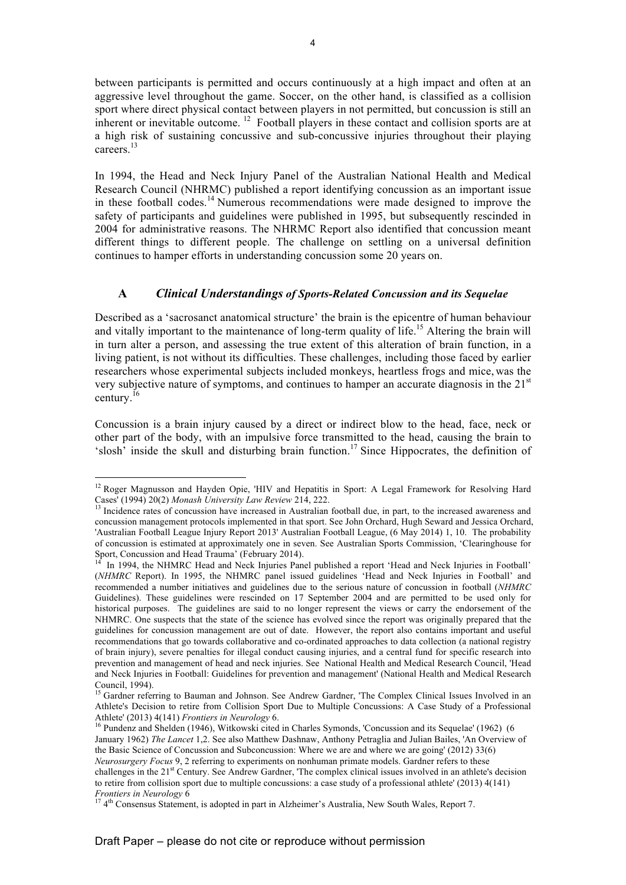between participants is permitted and occurs continuously at a high impact and often at an aggressive level throughout the game. Soccer, on the other hand, is classified as a collision sport where direct physical contact between players in not permitted, but concussion is still an inherent or inevitable outcome. [12] Football players in these contact and collision sports are at a high risk of sustaining concussive and sub-concussive injuries throughout their playing careers.[13]

In 1994, the Head and Neck Injury Panel of the Australian National Health and Medical Research Council (NHRMC) published a report identifying concussion as an important issue in these football codes.[14] Numerous recommendations were made designed to improve the safety of participants and guidelines were published in 1995, but subsequently rescinded in 2004 for administrative reasons. The NHRMC Report also identified that concussion meant different things to different people. The challenge on settling on a universal definition continues to hamper efforts in understanding concussion some 20 years on.

### A *Clinical Understandings of Sports-Related Concussion and its Sequelae*

Described as a 'sacrosanct anatomical structure' the brain is the epicentre of human behaviour and vitally important to the maintenance of long-term quality of life.[15] Altering the brain will in turn alter a person, and assessing the true extent of this alteration of brain function, in a living patient, is not without its difficulties. These challenges, including those faced by earlier researchers whose experimental subjects included monkeys, heartless frogs and mice, was the very subjective nature of symptoms, and continues to hamper an accurate diagnosis in the 21st century.[16]

Concussion is a brain injury caused by a direct or indirect blow to the head, face, neck or other part of the body, with an impulsive force transmitted to the head, causing the brain to 'slosh' inside the skull and disturbing brain function.[17] Since Hippocrates, the definition of

---

[12] Roger Magnusson and Hayden Opie, 'HIV and Hepatitis in Sport: A Legal Framework for Resolving Hard Cases' (1994) 20(2) *Monash University Law Review* 214, 222.

[13] Incidence rates of concussion have increased in Australian football due, in part, to the increased awareness and concussion management protocols implemented in that sport. See John Orchard, Hugh Seward and Jessica Orchard, 'Australian Football League Injury Report 2013' Australian Football League, (6 May 2014) 1, 10. The probability of concussion is estimated at approximately one in seven. See Australian Sports Commission, 'Clearinghouse for Sport, Concussion and Head Trauma' (February 2014).

[14] In 1994, the NHMRC Head and Neck Injuries Panel published a report 'Head and Neck Injuries in Football' (*NHMRC* Report). In 1995, the NHMRC panel issued guidelines 'Head and Neck Injuries in Football' and recommended a number initiatives and guidelines due to the serious nature of concussion in football (*NHMRC* Guidelines). These guidelines were rescinded on 17 September 2004 and are permitted to be used only for historical purposes. The guidelines are said to no longer represent the views or carry the endorsement of the NHMRC. One suspects that the state of the science has evolved since the report was originally prepared that the guidelines for concussion management are out of date. However, the report also contains important and useful recommendations that go towards collaborative and co-ordinated approaches to data collection (a national registry of brain injury), severe penalties for illegal conduct causing injuries, and a central fund for specific research into prevention and management of head and neck injuries. See National Health and Medical Research Council, 'Head and Neck Injuries in Football: Guidelines for prevention and management' (National Health and Medical Research Council, 1994).

[15] Gardner referring to Bauman and Johnson. See Andrew Gardner, 'The Complex Clinical Issues Involved in an Athlete's Decision to retire from Collision Sport Due to Multiple Concussions: A Case Study of a Professional Athlete' (2013) 4(141) *Frontiers in Neurology* 6.

[16] Pundenz and Shelden (1946), Witkowski cited in Charles Symonds, 'Concussion and its Sequelae' (1962) (6 January 1962) *The Lancet* 1,2. See also Matthew Dashnaw, Anthony Petraglia and Julian Bailes, 'An Overview of the Basic Science of Concussion and Subconcussion: Where we are and where we are going' (2012) 33(6) *Neurosurgery Focus* 9, 2 referring to experiments on nonhuman primate models. Gardner refers to these challenges in the 21st Century. See Andrew Gardner, 'The complex clinical issues involved in an athlete's decision to retire from collision sport due to multiple concussions: a case study of a professional athlete' (2013) 4(141) *Frontiers in Neurology* 6

[17] 4th Consensus Statement, is adopted in part in Alzheimer's Australia, New South Wales, Report 7.

Draft Paper – please do not cite or reproduce without permission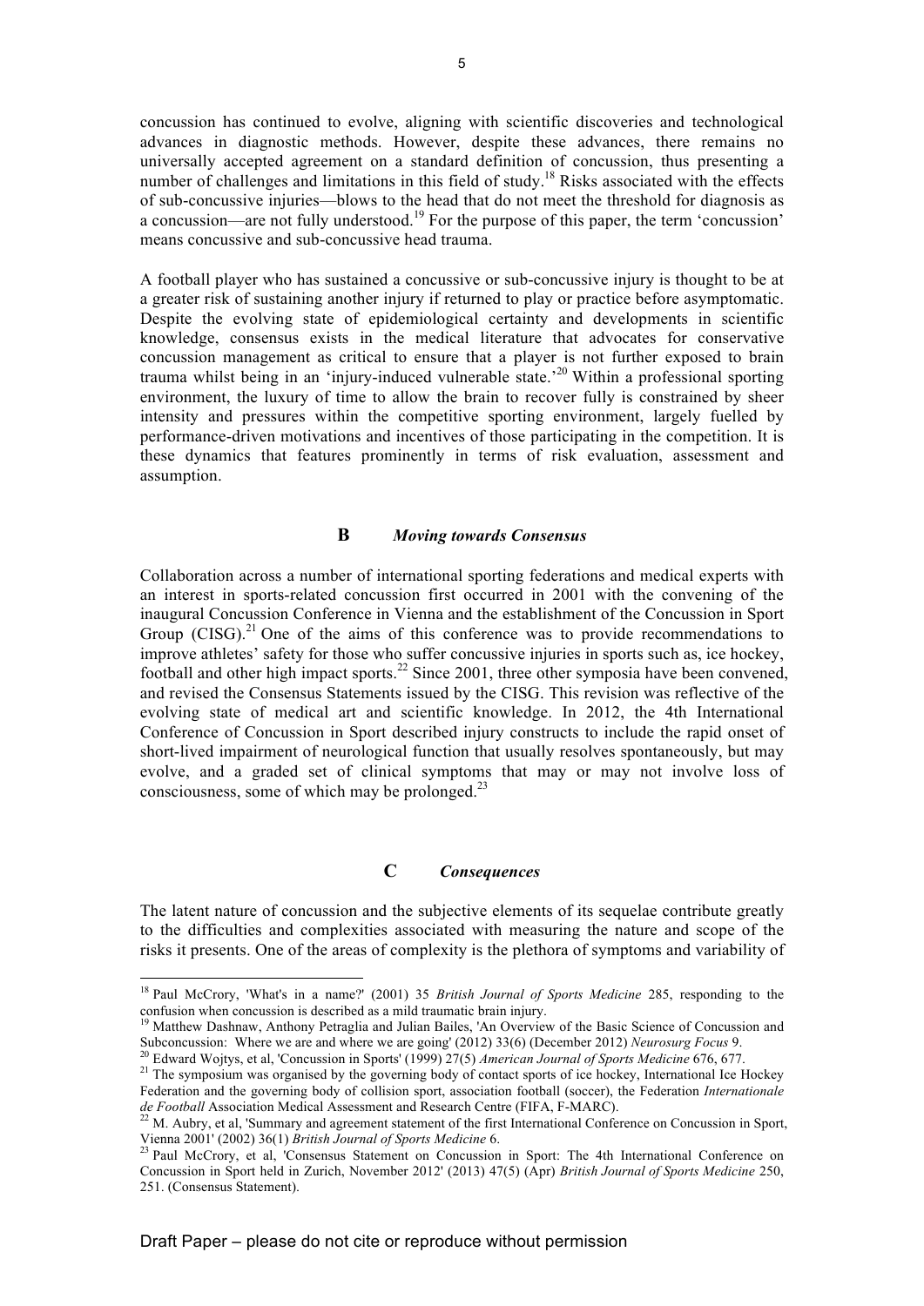concussion has continued to evolve, aligning with scientific discoveries and technological advances in diagnostic methods. However, despite these advances, there remains no universally accepted agreement on a standard definition of concussion, thus presenting a number of challenges and limitations in this field of study.[18] Risks associated with the effects of sub-concussive injuries—blows to the head that do not meet the threshold for diagnosis as a concussion—are not fully understood.[19] For the purpose of this paper, the term 'concussion' means concussive and sub-concussive head trauma.

A football player who has sustained a concussive or sub-concussive injury is thought to be at a greater risk of sustaining another injury if returned to play or practice before asymptomatic. Despite the evolving state of epidemiological certainty and developments in scientific knowledge, consensus exists in the medical literature that advocates for conservative concussion management as critical to ensure that a player is not further exposed to brain trauma whilst being in an 'injury-induced vulnerable state.'[20] Within a professional sporting environment, the luxury of time to allow the brain to recover fully is constrained by sheer intensity and pressures within the competitive sporting environment, largely fuelled by performance-driven motivations and incentives of those participating in the competition. It is these dynamics that features prominently in terms of risk evaluation, assessment and assumption.

### B *Moving towards Consensus*

Collaboration across a number of international sporting federations and medical experts with an interest in sports-related concussion first occurred in 2001 with the convening of the inaugural Concussion Conference in Vienna and the establishment of the Concussion in Sport Group (CISG).[21] One of the aims of this conference was to provide recommendations to improve athletes' safety for those who suffer concussive injuries in sports such as, ice hockey, football and other high impact sports.[22] Since 2001, three other symposia have been convened, and revised the Consensus Statements issued by the CISG. This revision was reflective of the evolving state of medical art and scientific knowledge. In 2012, the 4th International Conference of Concussion in Sport described injury constructs to include the rapid onset of short-lived impairment of neurological function that usually resolves spontaneously, but may evolve, and a graded set of clinical symptoms that may or may not involve loss of consciousness, some of which may be prolonged.[23]

### C *Consequences*

The latent nature of concussion and the subjective elements of its sequelae contribute greatly to the difficulties and complexities associated with measuring the nature and scope of the risks it presents. One of the areas of complexity is the plethora of symptoms and variability of

---

[18] Paul McCrory, 'What's in a name?' (2001) 35 *British Journal of Sports Medicine* 285, responding to the confusion when concussion is described as a mild traumatic brain injury.

[19] Matthew Dashnaw, Anthony Petraglia and Julian Bailes, 'An Overview of the Basic Science of Concussion and Subconcussion: Where we are and where we are going' (2012) 33(6) (December 2012) *Neurosurg Focus* 9.

[20] Edward Wojtys, et al, 'Concussion in Sports' (1999) 27(5) *American Journal of Sports Medicine* 676, 677.

[21] The symposium was organised by the governing body of contact sports of ice hockey, International Ice Hockey Federation and the governing body of collision sport, association football (soccer), the Federation *Internationale de Football* Association Medical Assessment and Research Centre (FIFA, F-MARC).

[22] M. Aubry, et al, 'Summary and agreement statement of the first International Conference on Concussion in Sport, Vienna 2001' (2002) 36(1) *British Journal of Sports Medicine* 6.

[23] Paul McCrory, et al, 'Consensus Statement on Concussion in Sport: The 4th International Conference on Concussion in Sport held in Zurich, November 2012' (2013) 47(5) (Apr) *British Journal of Sports Medicine* 250, 251. (Consensus Statement).

Draft Paper – please do not cite or reproduce without permission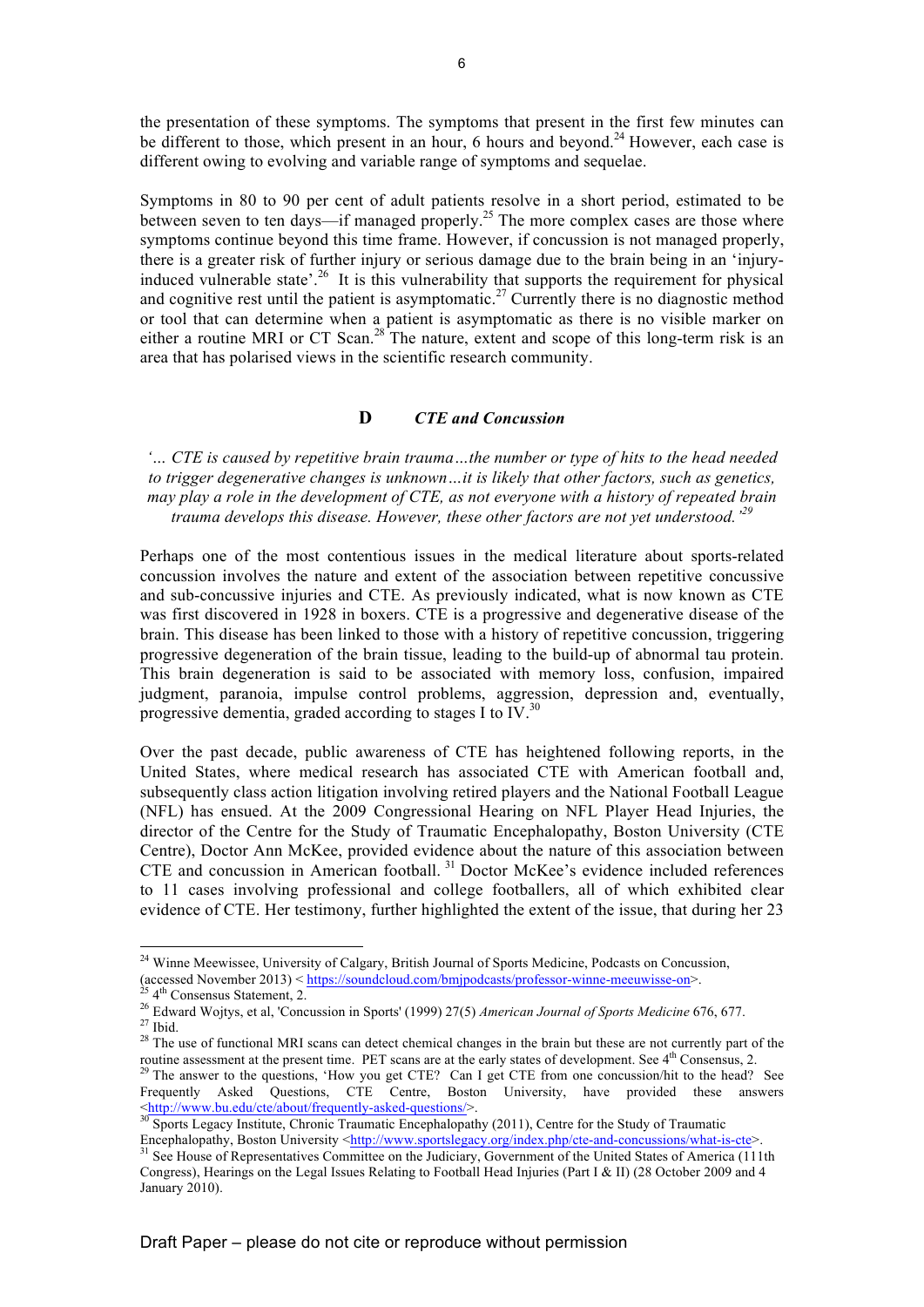the presentation of these symptoms. The symptoms that present in the first few minutes can be different to those, which present in an hour, 6 hours and beyond.[24] However, each case is different owing to evolving and variable range of symptoms and sequelae.

Symptoms in 80 to 90 per cent of adult patients resolve in a short period, estimated to be between seven to ten days—if managed properly.[25] The more complex cases are those where symptoms continue beyond this time frame. However, if concussion is not managed properly, there is a greater risk of further injury or serious damage due to the brain being in an 'injury-induced vulnerable state'.[26] It is this vulnerability that supports the requirement for physical and cognitive rest until the patient is asymptomatic.[27] Currently there is no diagnostic method or tool that can determine when a patient is asymptomatic as there is no visible marker on either a routine MRI or CT Scan.[28] The nature, extent and scope of this long-term risk is an area that has polarised views in the scientific research community.

## D *CTE and Concussion*

*'… CTE is caused by repetitive brain trauma…the number or type of hits to the head needed to trigger degenerative changes is unknown…it is likely that other factors, such as genetics, may play a role in the development of CTE, as not everyone with a history of repeated brain trauma develops this disease. However, these other factors are not yet understood.'*[29]

Perhaps one of the most contentious issues in the medical literature about sports-related concussion involves the nature and extent of the association between repetitive concussive and sub-concussive injuries and CTE. As previously indicated, what is now known as CTE was first discovered in 1928 in boxers. CTE is a progressive and degenerative disease of the brain. This disease has been linked to those with a history of repetitive concussion, triggering progressive degeneration of the brain tissue, leading to the build-up of abnormal tau protein. This brain degeneration is said to be associated with memory loss, confusion, impaired judgment, paranoia, impulse control problems, aggression, depression and, eventually, progressive dementia, graded according to stages I to IV.[30]

Over the past decade, public awareness of CTE has heightened following reports, in the United States, where medical research has associated CTE with American football and, subsequently class action litigation involving retired players and the National Football League (NFL) has ensued. At the 2009 Congressional Hearing on NFL Player Head Injuries, the director of the Centre for the Study of Traumatic Encephalopathy, Boston University (CTE Centre), Doctor Ann McKee, provided evidence about the nature of this association between CTE and concussion in American football.[31] Doctor McKee's evidence included references to 11 cases involving professional and college footballers, all of which exhibited clear evidence of CTE. Her testimony, further highlighted the extent of the issue, that during her 23

---

[24] Winne Meewissee, University of Calgary, British Journal of Sports Medicine, Podcasts on Concussion, (accessed November 2013) < https://soundcloud.com/bmjpodcasts/professor-winne-meeuwisse-on>.

[25] 4th Consensus Statement, 2.

[26] Edward Wojtys, et al, 'Concussion in Sports' (1999) 27(5) *American Journal of Sports Medicine* 676, 677.

[27] Ibid.

[28] The use of functional MRI scans can detect chemical changes in the brain but these are not currently part of the routine assessment at the present time. PET scans are at the early states of development. See 4th Consensus, 2.

[29] The answer to the questions, 'How you get CTE? Can I get CTE from one concussion/hit to the head? See Frequently Asked Questions, CTE Centre, Boston University, have provided these answers <http://www.bu.edu/cte/about/frequently-asked-questions/>.

[30] Sports Legacy Institute, Chronic Traumatic Encephalopathy (2011), Centre for the Study of Traumatic Encephalopathy, Boston University <http://www.sportslegacy.org/index.php/cte-and-concussions/what-is-cte>.

[31] See House of Representatives Committee on the Judiciary, Government of the United States of America (111th Congress), Hearings on the Legal Issues Relating to Football Head Injuries (Part I & II) (28 October 2009 and 4 January 2010).

Draft Paper – please do not cite or reproduce without permission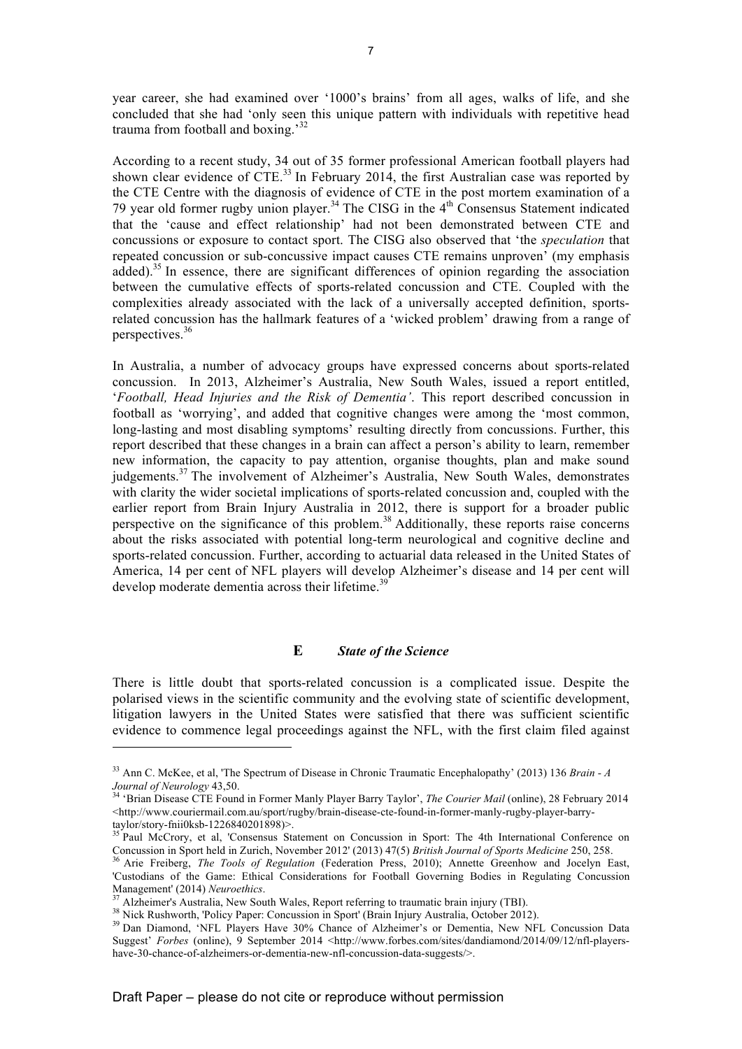year career, she had examined over '1000's brains' from all ages, walks of life, and she concluded that she had 'only seen this unique pattern with individuals with repetitive head trauma from football and boxing.'[32]

According to a recent study, 34 out of 35 former professional American football players had shown clear evidence of CTE.[33] In February 2014, the first Australian case was reported by the CTE Centre with the diagnosis of evidence of CTE in the post mortem examination of a 79 year old former rugby union player.[34] The CISG in the 4th Consensus Statement indicated that the 'cause and effect relationship' had not been demonstrated between CTE and concussions or exposure to contact sport. The CISG also observed that 'the *speculation* that repeated concussion or sub-concussive impact causes CTE remains unproven' (my emphasis added).[35] In essence, there are significant differences of opinion regarding the association between the cumulative effects of sports-related concussion and CTE. Coupled with the complexities already associated with the lack of a universally accepted definition, sports-related concussion has the hallmark features of a 'wicked problem' drawing from a range of perspectives.[36]

In Australia, a number of advocacy groups have expressed concerns about sports-related concussion. In 2013, Alzheimer's Australia, New South Wales, issued a report entitled, '*Football, Head Injuries and the Risk of Dementia'*. This report described concussion in football as 'worrying', and added that cognitive changes were among the 'most common, long-lasting and most disabling symptoms' resulting directly from concussions. Further, this report described that these changes in a brain can affect a person's ability to learn, remember new information, the capacity to pay attention, organise thoughts, plan and make sound judgements.[37] The involvement of Alzheimer's Australia, New South Wales, demonstrates with clarity the wider societal implications of sports-related concussion and, coupled with the earlier report from Brain Injury Australia in 2012, there is support for a broader public perspective on the significance of this problem.[38] Additionally, these reports raise concerns about the risks associated with potential long-term neurological and cognitive decline and sports-related concussion. Further, according to actuarial data released in the United States of America, 14 per cent of NFL players will develop Alzheimer's disease and 14 per cent will develop moderate dementia across their lifetime.[39]

### E *State of the Science*

There is little doubt that sports-related concussion is a complicated issue. Despite the polarised views in the scientific community and the evolving state of scientific development, litigation lawyers in the United States were satisfied that there was sufficient scientific evidence to commence legal proceedings against the NFL, with the first claim filed against

---

[33] Ann C. McKee, et al, 'The Spectrum of Disease in Chronic Traumatic Encephalopathy' (2013) 136 *Brain - A Journal of Neurology* 43,50.

[34] 'Brian Disease CTE Found in Former Manly Player Barry Taylor', *The Courier Mail* (online), 28 February 2014 <http://www.couriermail.com.au/sport/rugby/brain-disease-cte-found-in-former-manly-rugby-player-barry-taylor/story-fnii0ksb-1226840201898)>.

[35] Paul McCrory, et al, 'Consensus Statement on Concussion in Sport: The 4th International Conference on Concussion in Sport held in Zurich, November 2012' (2013) 47(5) *British Journal of Sports Medicine* 250, 258.

[36] Arie Freiberg, *The Tools of Regulation* (Federation Press, 2010); Annette Greenhow and Jocelyn East, 'Custodians of the Game: Ethical Considerations for Football Governing Bodies in Regulating Concussion Management' (2014) *Neuroethics*.

[37] Alzheimer's Australia, New South Wales, Report referring to traumatic brain injury (TBI).

[38] Nick Rushworth, 'Policy Paper: Concussion in Sport' (Brain Injury Australia, October 2012).

[39] Dan Diamond, 'NFL Players Have 30% Chance of Alzheimer's or Dementia, New NFL Concussion Data Suggest' *Forbes* (online), 9 September 2014 <http://www.forbes.com/sites/dandiamond/2014/09/12/nfl-players-have-30-chance-of-alzheimers-or-dementia-new-nfl-concussion-data-suggests/>.

Draft Paper – please do not cite or reproduce without permission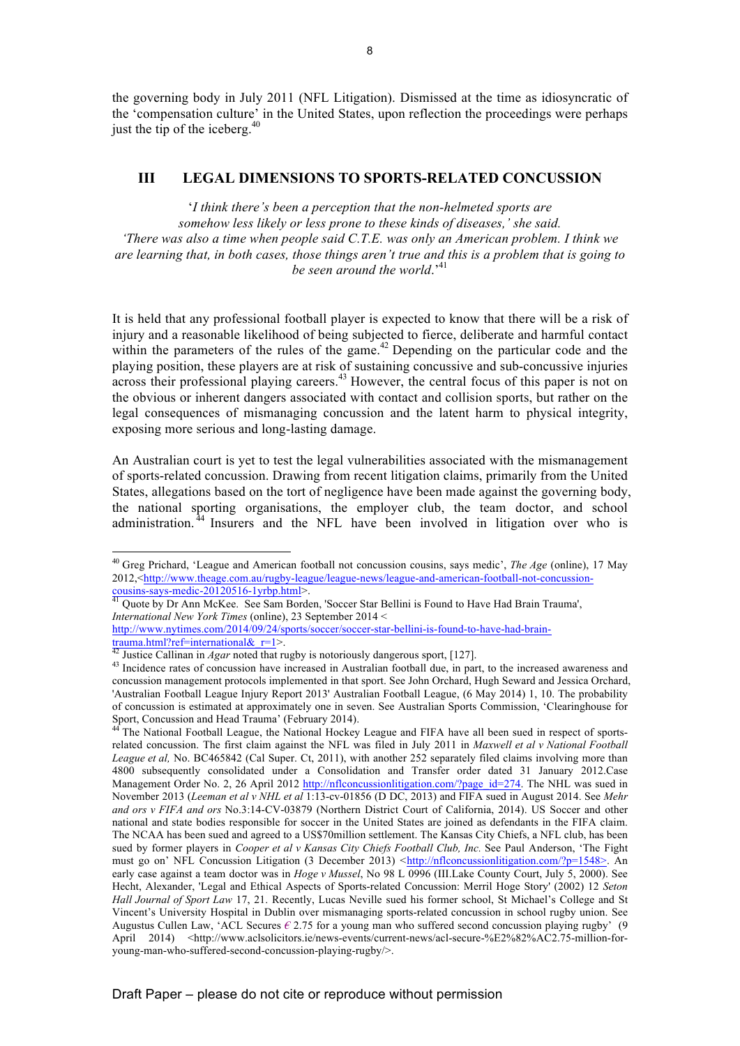the governing body in July 2011 (NFL Litigation). Dismissed at the time as idiosyncratic of the 'compensation culture' in the United States, upon reflection the proceedings were perhaps just the tip of the iceberg.[40]

## III LEGAL DIMENSIONS TO SPORTS-RELATED CONCUSSION

'*I think there's been a perception that the non-helmeted sports are somehow less likely or less prone to these kinds of diseases,' she said. 'There was also a time when people said C.T.E. was only an American problem. I think we are learning that, in both cases, those things aren't true and this is a problem that is going to be seen around the world*.'[41]

It is held that any professional football player is expected to know that there will be a risk of injury and a reasonable likelihood of being subjected to fierce, deliberate and harmful contact within the parameters of the rules of the game.[42] Depending on the particular code and the playing position, these players are at risk of sustaining concussive and sub-concussive injuries across their professional playing careers.[43] However, the central focus of this paper is not on the obvious or inherent dangers associated with contact and collision sports, but rather on the legal consequences of mismanaging concussion and the latent harm to physical integrity, exposing more serious and long-lasting damage.

An Australian court is yet to test the legal vulnerabilities associated with the mismanagement of sports-related concussion. Drawing from recent litigation claims, primarily from the United States, allegations based on the tort of negligence have been made against the governing body, the national sporting organisations, the employer club, the team doctor, and school administration.[44] Insurers and the NFL have been involved in litigation over who is

---

[40] Greg Prichard, 'League and American football not concussion cousins, says medic', *The Age* (online), 17 May 2012,<http://www.theage.com.au/rugby-league/league-news/league-and-american-football-not-concussion-cousins-says-medic-20120516-1yrbp.html>.

[41] Quote by Dr Ann McKee. See Sam Borden, 'Soccer Star Bellini is Found to Have Had Brain Trauma', *International New York Times* (online), 23 September 2014 < http://www.nytimes.com/2014/09/24/sports/soccer/soccer-star-bellini-is-found-to-have-had-brain-trauma.html?ref=international&_r=1>.

[42] Justice Callinan in *Agar* noted that rugby is notoriously dangerous sport, [127].

[43] Incidence rates of concussion have increased in Australian football due, in part, to the increased awareness and concussion management protocols implemented in that sport. See John Orchard, Hugh Seward and Jessica Orchard, 'Australian Football League Injury Report 2013' Australian Football League, (6 May 2014) 1, 10. The probability of concussion is estimated at approximately one in seven. See Australian Sports Commission, 'Clearinghouse for Sport, Concussion and Head Trauma' (February 2014).

[44] The National Football League, the National Hockey League and FIFA have all been sued in respect of sports-related concussion. The first claim against the NFL was filed in July 2011 in *Maxwell et al v National Football League et al,* No. BC465842 (Cal Super. Ct, 2011), with another 252 separately filed claims involving more than 4800 subsequently consolidated under a Consolidation and Transfer order dated 31 January 2012.Case Management Order No. 2, 26 April 2012 http://nflconcussionlitigation.com/?page_id=274. The NHL was sued in November 2013 (*Leeman et al v NHL et al* 1:13-cv-01856 (D DC, 2013) and FIFA sued in August 2014. See *Mehr and ors v FIFA and ors* No.3:14-CV-03879 (Northern District Court of California, 2014). US Soccer and other national and state bodies responsible for soccer in the United States are joined as defendants in the FIFA claim. The NCAA has been sued and agreed to a US$70million settlement. The Kansas City Chiefs, a NFL club, has been sued by former players in *Cooper et al v Kansas City Chiefs Football Club, Inc.* See Paul Anderson, 'The Fight must go on' NFL Concussion Litigation (3 December 2013) <http://nflconcussionlitigation.com/?p=1548>. An early case against a team doctor was in *Hoge v Mussel*, No 98 L 0996 (III.Lake County Court, July 5, 2000). See Hecht, Alexander, 'Legal and Ethical Aspects of Sports-related Concussion: Merril Hoge Story' (2002) 12 *Seton Hall Journal of Sport Law* 17, 21. Recently, Lucas Neville sued his former school, St Michael's College and St Vincent's University Hospital in Dublin over mismanaging sports-related concussion in school rugby union. See Augustus Cullen Law, 'ACL Secures € 2.75 for a young man who suffered second concussion playing rugby' (9 April 2014) <http://www.aclsolicitors.ie/news-events/current-news/acl-secure-%E2%82%AC2.75-million-for-young-man-who-suffered-second-concussion-playing-rugby/>.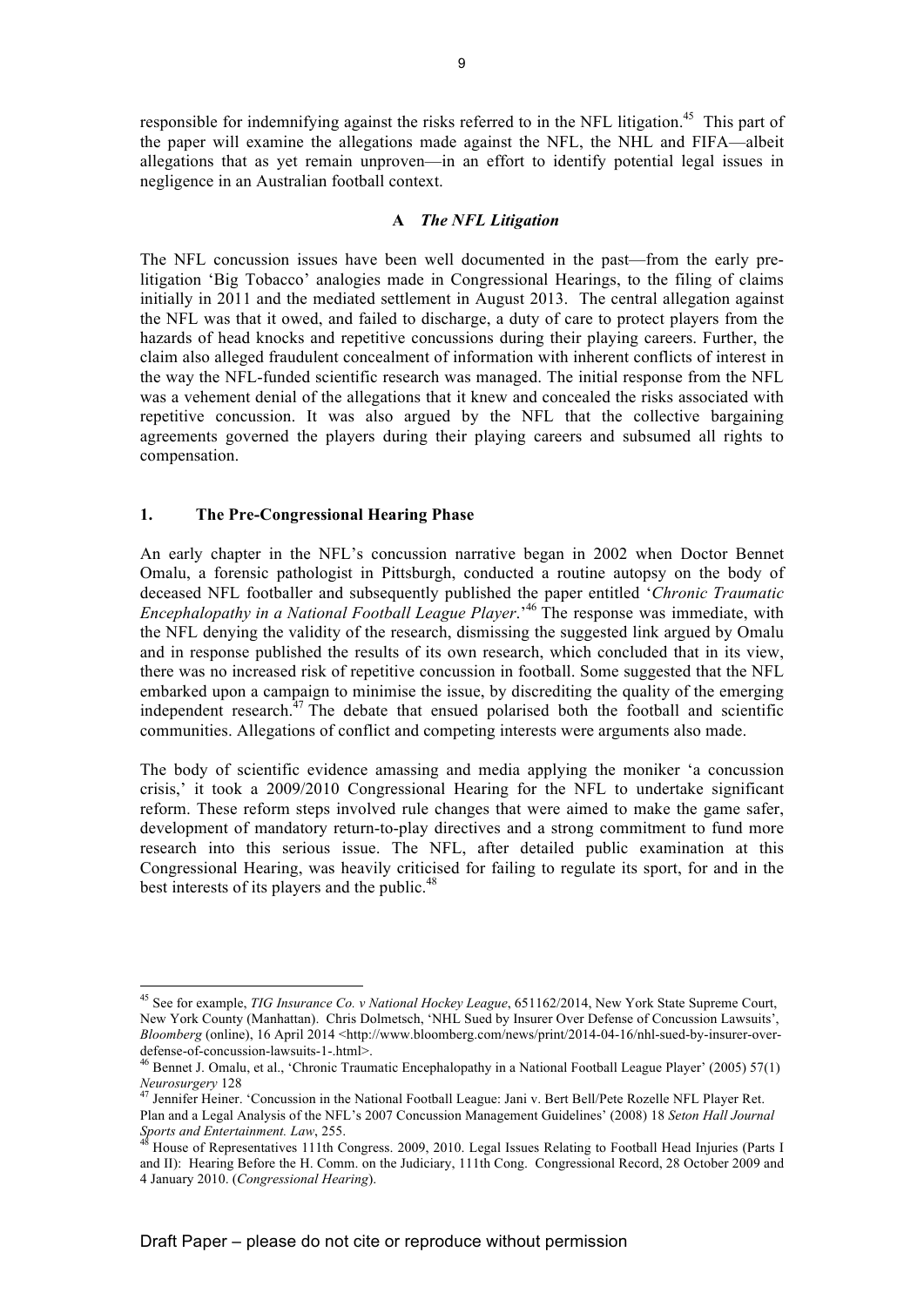responsible for indemnifying against the risks referred to in the NFL litigation.[45] This part of the paper will examine the allegations made against the NFL, the NHL and FIFA—albeit allegations that as yet remain unproven—in an effort to identify potential legal issues in negligence in an Australian football context.

### A *The NFL Litigation*

The NFL concussion issues have been well documented in the past—from the early pre-litigation 'Big Tobacco' analogies made in Congressional Hearings, to the filing of claims initially in 2011 and the mediated settlement in August 2013. The central allegation against the NFL was that it owed, and failed to discharge, a duty of care to protect players from the hazards of head knocks and repetitive concussions during their playing careers. Further, the claim also alleged fraudulent concealment of information with inherent conflicts of interest in the way the NFL-funded scientific research was managed. The initial response from the NFL was a vehement denial of the allegations that it knew and concealed the risks associated with repetitive concussion. It was also argued by the NFL that the collective bargaining agreements governed the players during their playing careers and subsumed all rights to compensation.

#### 1. The Pre-Congressional Hearing Phase

An early chapter in the NFL's concussion narrative began in 2002 when Doctor Bennet Omalu, a forensic pathologist in Pittsburgh, conducted a routine autopsy on the body of deceased NFL footballer and subsequently published the paper entitled '*Chronic Traumatic Encephalopathy in a National Football League Player*.'[46] The response was immediate, with the NFL denying the validity of the research, dismissing the suggested link argued by Omalu and in response published the results of its own research, which concluded that in its view, there was no increased risk of repetitive concussion in football. Some suggested that the NFL embarked upon a campaign to minimise the issue, by discrediting the quality of the emerging independent research.[47] The debate that ensued polarised both the football and scientific communities. Allegations of conflict and competing interests were arguments also made.

The body of scientific evidence amassing and media applying the moniker 'a concussion crisis,' it took a 2009/2010 Congressional Hearing for the NFL to undertake significant reform. These reform steps involved rule changes that were aimed to make the game safer, development of mandatory return-to-play directives and a strong commitment to fund more research into this serious issue. The NFL, after detailed public examination at this Congressional Hearing, was heavily criticised for failing to regulate its sport, for and in the best interests of its players and the public.[48]

---

[45] See for example, *TIG Insurance Co. v National Hockey League*, 651162/2014, New York State Supreme Court, New York County (Manhattan). Chris Dolmetsch, 'NHL Sued by Insurer Over Defense of Concussion Lawsuits', *Bloomberg* (online), 16 April 2014 <http://www.bloomberg.com/news/print/2014-04-16/nhl-sued-by-insurer-over-defense-of-concussion-lawsuits-1-.html>.

[46] Bennet J. Omalu, et al., 'Chronic Traumatic Encephalopathy in a National Football League Player' (2005) 57(1) *Neurosurgery* 128

[47] Jennifer Heiner. 'Concussion in the National Football League: Jani v. Bert Bell/Pete Rozelle NFL Player Ret. Plan and a Legal Analysis of the NFL's 2007 Concussion Management Guidelines' (2008) 18 *Seton Hall Journal Sports and Entertainment. Law*, 255.

[48] House of Representatives 111th Congress. 2009, 2010. Legal Issues Relating to Football Head Injuries (Parts I and II): Hearing Before the H. Comm. on the Judiciary, 111th Cong. Congressional Record, 28 October 2009 and 4 January 2010. (*Congressional Hearing*).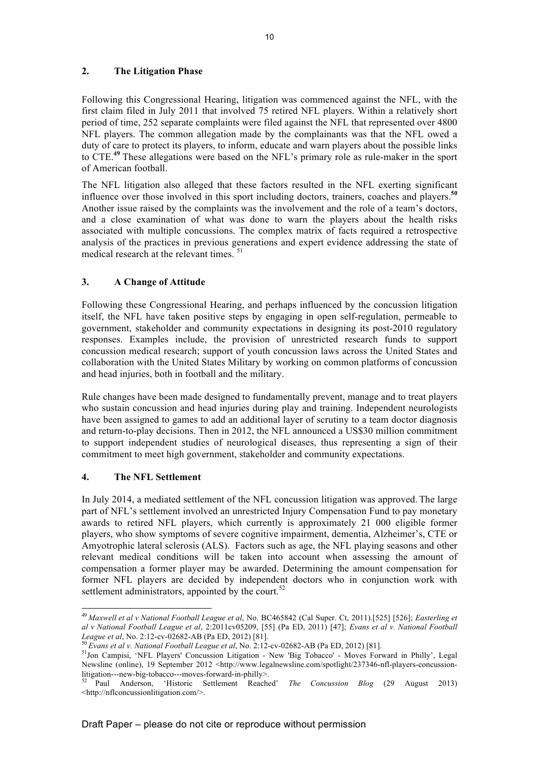## 2. The Litigation Phase

Following this Congressional Hearing, litigation was commenced against the NFL, with the first claim filed in July 2011 that involved 75 retired NFL players. Within a relatively short period of time, 252 separate complaints were filed against the NFL that represented over 4800 NFL players. The common allegation made by the complainants was that the NFL owed a duty of care to protect its players, to inform, educate and warn players about the possible links to CTE.[49] These allegations were based on the NFL's primary role as rule-maker in the sport of American football.

The NFL litigation also alleged that these factors resulted in the NFL exerting significant influence over those involved in this sport including doctors, trainers, coaches and players.[50] Another issue raised by the complaints was the involvement and the role of a team's doctors, and a close examination of what was done to warn the players about the health risks associated with multiple concussions. The complex matrix of facts required a retrospective analysis of the practices in previous generations and expert evidence addressing the state of medical research at the relevant times. [51]

## 3. A Change of Attitude

Following these Congressional Hearing, and perhaps influenced by the concussion litigation itself, the NFL have taken positive steps by engaging in open self-regulation, permeable to government, stakeholder and community expectations in designing its post-2010 regulatory responses. Examples include, the provision of unrestricted research funds to support concussion medical research; support of youth concussion laws across the United States and collaboration with the United States Military by working on common platforms of concussion and head injuries, both in football and the military.

Rule changes have been made designed to fundamentally prevent, manage and to treat players who sustain concussion and head injuries during play and training. Independent neurologists have been assigned to games to add an additional layer of scrutiny to a team doctor diagnosis and return-to-play decisions. Then in 2012, the NFL announced a US$30 million commitment to support independent studies of neurological diseases, thus representing a sign of their commitment to meet high government, stakeholder and community expectations.

## 4. The NFL Settlement

In July 2014, a mediated settlement of the NFL concussion litigation was approved. The large part of NFL's settlement involved an unrestricted Injury Compensation Fund to pay monetary awards to retired NFL players, which currently is approximately 21 000 eligible former players, who show symptoms of severe cognitive impairment, dementia, Alzheimer's, CTE or Amyotrophic lateral sclerosis (ALS). Factors such as age, the NFL playing seasons and other relevant medical conditions will be taken into account when assessing the amount of compensation a former player may be awarded. Determining the amount compensation for former NFL players are decided by independent doctors who in conjunction work with settlement administrators, appointed by the court.[52]

---

[49] *Maxwell et al v National Football League et al*, No. BC465842 (Cal Super. Ct, 2011).[525] [526]; *Easterling et al v National Football League et al*, 2:2011cv05209, [55] (Pa ED, 2011) [47]; *Evans et al v. National Football League et al*, No. 2:12-cv-02682-AB (Pa ED, 2012) [81].

[50] *Evans et al v. National Football League et al*, No. 2:12-cv-02682-AB (Pa ED, 2012) [81].

[51] Jon Campisi, 'NFL Players' Concussion Litigation - New 'Big Tobacco' - Moves Forward in Philly', Legal Newsline (online), 19 September 2012 <http://www.legalnewsline.com/spotlight/237346-nfl-players-concussion-litigation---new-big-tobacco---moves-forward-in-philly>.

[52] Paul Anderson, 'Historic Settlement Reached' *The Concussion Blog* (29 August 2013) <http://nflconcussionlitigation.com/>.

Draft Paper – please do not cite or reproduce without permission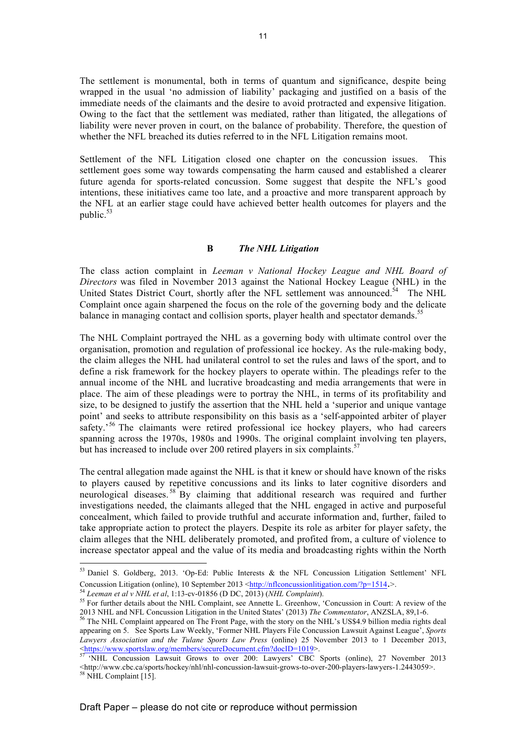The settlement is monumental, both in terms of quantum and significance, despite being wrapped in the usual 'no admission of liability' packaging and justified on a basis of the immediate needs of the claimants and the desire to avoid protracted and expensive litigation. Owing to the fact that the settlement was mediated, rather than litigated, the allegations of liability were never proven in court, on the balance of probability. Therefore, the question of whether the NFL breached its duties referred to in the NFL Litigation remains moot.

Settlement of the NFL Litigation closed one chapter on the concussion issues. This settlement goes some way towards compensating the harm caused and established a clearer future agenda for sports-related concussion. Some suggest that despite the NFL's good intentions, these initiatives came too late, and a proactive and more transparent approach by the NFL at an earlier stage could have achieved better health outcomes for players and the public.[53]

### B *The NHL Litigation*

The class action complaint in *Leeman v National Hockey League and NHL Board of Directors* was filed in November 2013 against the National Hockey League (NHL) in the United States District Court, shortly after the NFL settlement was announced.[54] The NHL Complaint once again sharpened the focus on the role of the governing body and the delicate balance in managing contact and collision sports, player health and spectator demands.[55]

The NHL Complaint portrayed the NHL as a governing body with ultimate control over the organisation, promotion and regulation of professional ice hockey. As the rule-making body, the claim alleges the NHL had unilateral control to set the rules and laws of the sport, and to define a risk framework for the hockey players to operate within. The pleadings refer to the annual income of the NHL and lucrative broadcasting and media arrangements that were in place. The aim of these pleadings were to portray the NHL, in terms of its profitability and size, to be designed to justify the assertion that the NHL held a 'superior and unique vantage point' and seeks to attribute responsibility on this basis as a 'self-appointed arbiter of player safety.'[56] The claimants were retired professional ice hockey players, who had careers spanning across the 1970s, 1980s and 1990s. The original complaint involving ten players, but has increased to include over 200 retired players in six complaints.[57]

The central allegation made against the NHL is that it knew or should have known of the risks to players caused by repetitive concussions and its links to later cognitive disorders and neurological diseases.[58] By claiming that additional research was required and further investigations needed, the claimants alleged that the NHL engaged in active and purposeful concealment, which failed to provide truthful and accurate information and, further, failed to take appropriate action to protect the players. Despite its role as arbiter for player safety, the claim alleges that the NHL deliberately promoted, and profited from, a culture of violence to increase spectator appeal and the value of its media and broadcasting rights within the North

---

[53] Daniel S. Goldberg, 2013. 'Op-Ed: Public Interests & the NFL Concussion Litigation Settlement' NFL Concussion Litigation (online), 10 September 2013 <http://nflconcussionlitigation.com/?p=1514.>.

[54] *Leeman et al v NHL et al*, 1:13-cv-01856 (D DC, 2013) (*NHL Complaint*).

[55] For further details about the NHL Complaint, see Annette L. Greenhow, 'Concussion in Court: A review of the 2013 NHL and NFL Concussion Litigation in the United States' (2013) *The Commentator*, ANZSLA, 89,1-6.

[56] The NHL Complaint appeared on The Front Page, with the story on the NHL's US$4.9 billion media rights deal appearing on 5. See Sports Law Weekly, 'Former NHL Players File Concussion Lawsuit Against League', *Sports Lawyers Association and the Tulane Sports Law Press* (online) 25 November 2013 to 1 December 2013, <https://www.sportslaw.org/members/secureDocument.cfm?docID=1019>.

[57] 'NHL Concussion Lawsuit Grows to over 200: Lawyers' CBC Sports (online), 27 November 2013 <http://www.cbc.ca/sports/hockey/nhl/nhl-concussion-lawsuit-grows-to-over-200-players-lawyers-1.2443059>.

[58] NHL Complaint [15].

Draft Paper – please do not cite or reproduce without permission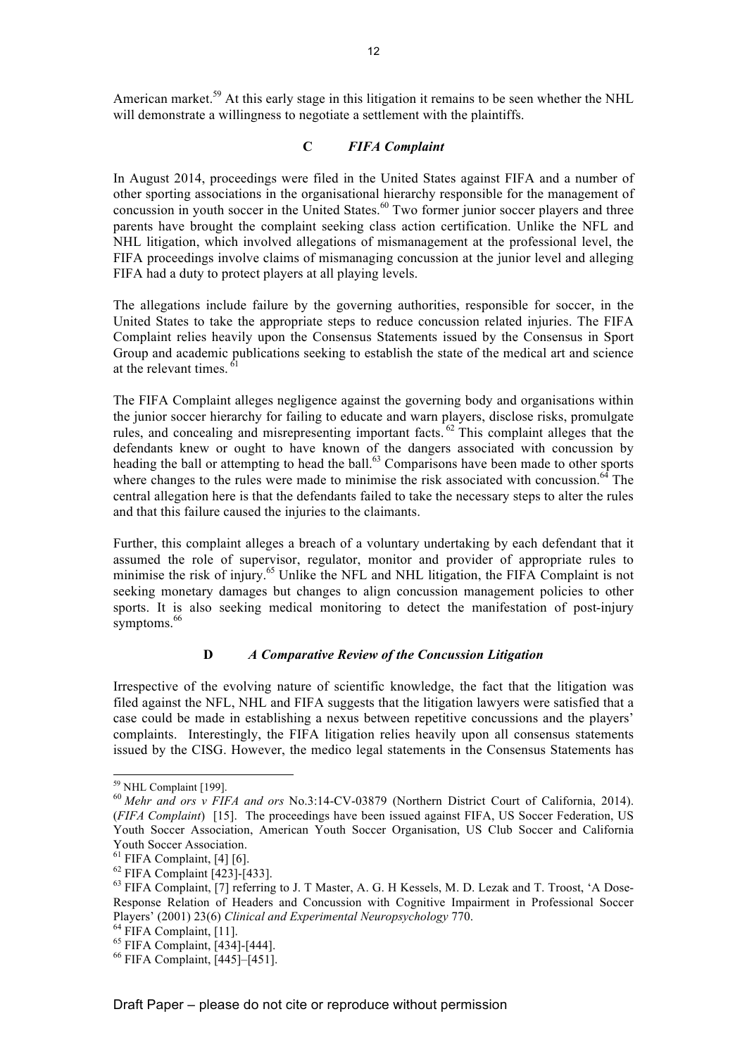American market.[59] At this early stage in this litigation it remains to be seen whether the NHL will demonstrate a willingness to negotiate a settlement with the plaintiffs.

### C *FIFA Complaint*

In August 2014, proceedings were filed in the United States against FIFA and a number of other sporting associations in the organisational hierarchy responsible for the management of concussion in youth soccer in the United States.[60] Two former junior soccer players and three parents have brought the complaint seeking class action certification. Unlike the NFL and NHL litigation, which involved allegations of mismanagement at the professional level, the FIFA proceedings involve claims of mismanaging concussion at the junior level and alleging FIFA had a duty to protect players at all playing levels.

The allegations include failure by the governing authorities, responsible for soccer, in the United States to take the appropriate steps to reduce concussion related injuries. The FIFA Complaint relies heavily upon the Consensus Statements issued by the Consensus in Sport Group and academic publications seeking to establish the state of the medical art and science at the relevant times.[61]

The FIFA Complaint alleges negligence against the governing body and organisations within the junior soccer hierarchy for failing to educate and warn players, disclose risks, promulgate rules, and concealing and misrepresenting important facts.[62] This complaint alleges that the defendants knew or ought to have known of the dangers associated with concussion by heading the ball or attempting to head the ball.[63] Comparisons have been made to other sports where changes to the rules were made to minimise the risk associated with concussion.[64] The central allegation here is that the defendants failed to take the necessary steps to alter the rules and that this failure caused the injuries to the claimants.

Further, this complaint alleges a breach of a voluntary undertaking by each defendant that it assumed the role of supervisor, regulator, monitor and provider of appropriate rules to minimise the risk of injury.[65] Unlike the NFL and NHL litigation, the FIFA Complaint is not seeking monetary damages but changes to align concussion management policies to other sports. It is also seeking medical monitoring to detect the manifestation of post-injury symptoms.[66]

### D *A Comparative Review of the Concussion Litigation*

Irrespective of the evolving nature of scientific knowledge, the fact that the litigation was filed against the NFL, NHL and FIFA suggests that the litigation lawyers were satisfied that a case could be made in establishing a nexus between repetitive concussions and the players' complaints. Interestingly, the FIFA litigation relies heavily upon all consensus statements issued by the CISG. However, the medico legal statements in the Consensus Statements has

---

[59] NHL Complaint [199].

[60] *Mehr and ors v FIFA and ors* No.3:14-CV-03879 (Northern District Court of California, 2014). (*FIFA Complaint*) [15]. The proceedings have been issued against FIFA, US Soccer Federation, US Youth Soccer Association, American Youth Soccer Organisation, US Club Soccer and California Youth Soccer Association.

[61] FIFA Complaint, [4] [6].

[62] FIFA Complaint [423]-[433].

[63] FIFA Complaint, [7] referring to J. T Master, A. G. H Kessels, M. D. Lezak and T. Troost, 'A Dose-Response Relation of Headers and Concussion with Cognitive Impairment in Professional Soccer Players' (2001) 23(6) *Clinical and Experimental Neuropsychology* 770.

[64] FIFA Complaint, [11].

[65] FIFA Complaint, [434]-[444].

[66] FIFA Complaint, [445]–[451].

Draft Paper – please do not cite or reproduce without permission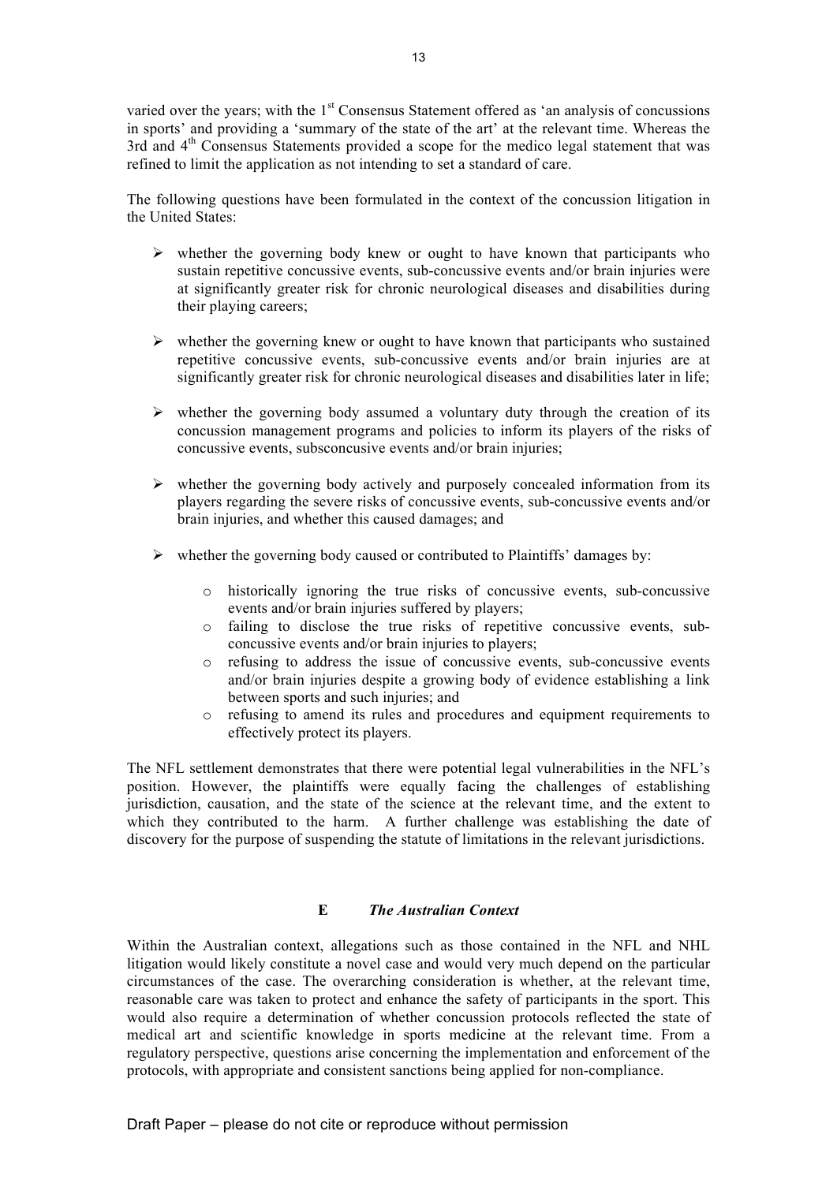varied over the years; with the 1st Consensus Statement offered as 'an analysis of concussions in sports' and providing a 'summary of the state of the art' at the relevant time. Whereas the 3rd and 4th Consensus Statements provided a scope for the medico legal statement that was refined to limit the application as not intending to set a standard of care.

The following questions have been formulated in the context of the concussion litigation in the United States:

- whether the governing body knew or ought to have known that participants who sustain repetitive concussive events, sub-concussive events and/or brain injuries were at significantly greater risk for chronic neurological diseases and disabilities during their playing careers;
- whether the governing knew or ought to have known that participants who sustained repetitive concussive events, sub-concussive events and/or brain injuries are at significantly greater risk for chronic neurological diseases and disabilities later in life;
- whether the governing body assumed a voluntary duty through the creation of its concussion management programs and policies to inform its players of the risks of concussive events, subsconcusive events and/or brain injuries;
- whether the governing body actively and purposely concealed information from its players regarding the severe risks of concussive events, sub-concussive events and/or brain injuries, and whether this caused damages; and
- whether the governing body caused or contributed to Plaintiffs' damages by:
    - historically ignoring the true risks of concussive events, sub-concussive events and/or brain injuries suffered by players;
    - failing to disclose the true risks of repetitive concussive events, sub-concussive events and/or brain injuries to players;
    - refusing to address the issue of concussive events, sub-concussive events and/or brain injuries despite a growing body of evidence establishing a link between sports and such injuries; and
    - refusing to amend its rules and procedures and equipment requirements to effectively protect its players.

The NFL settlement demonstrates that there were potential legal vulnerabilities in the NFL's position. However, the plaintiffs were equally facing the challenges of establishing jurisdiction, causation, and the state of the science at the relevant time, and the extent to which they contributed to the harm. A further challenge was establishing the date of discovery for the purpose of suspending the statute of limitations in the relevant jurisdictions.

## E *The Australian Context*

Within the Australian context, allegations such as those contained in the NFL and NHL litigation would likely constitute a novel case and would very much depend on the particular circumstances of the case. The overarching consideration is whether, at the relevant time, reasonable care was taken to protect and enhance the safety of participants in the sport. This would also require a determination of whether concussion protocols reflected the state of medical art and scientific knowledge in sports medicine at the relevant time. From a regulatory perspective, questions arise concerning the implementation and enforcement of the protocols, with appropriate and consistent sanctions being applied for non-compliance.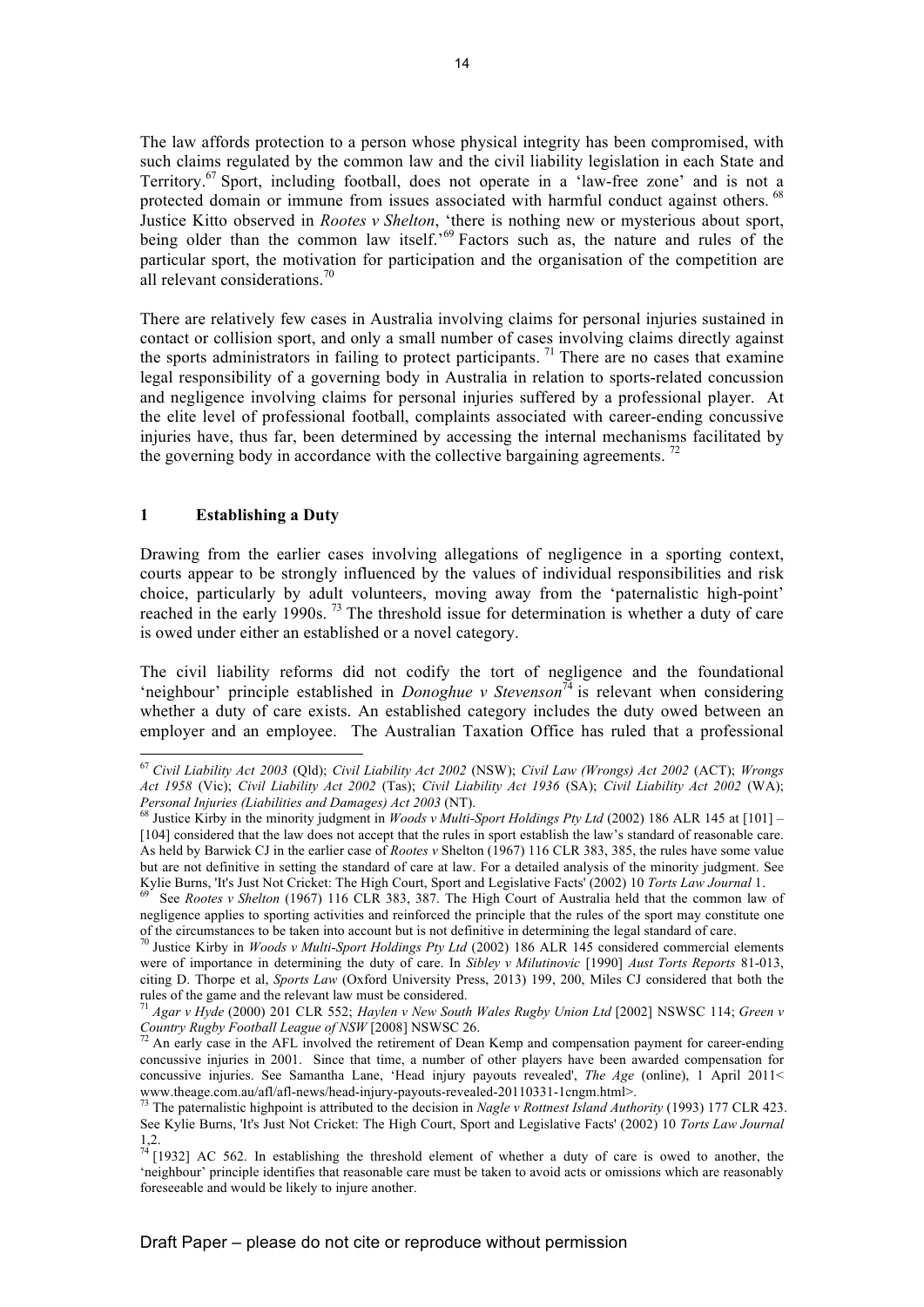The law affords protection to a person whose physical integrity has been compromised, with such claims regulated by the common law and the civil liability legislation in each State and Territory.[67] Sport, including football, does not operate in a 'law-free zone' and is not a protected domain or immune from issues associated with harmful conduct against others. [68] Justice Kitto observed in *Rootes v Shelton*, 'there is nothing new or mysterious about sport, being older than the common law itself.'[69] Factors such as, the nature and rules of the particular sport, the motivation for participation and the organisation of the competition are all relevant considerations.[70]

There are relatively few cases in Australia involving claims for personal injuries sustained in contact or collision sport, and only a small number of cases involving claims directly against the sports administrators in failing to protect participants. [71] There are no cases that examine legal responsibility of a governing body in Australia in relation to sports-related concussion and negligence involving claims for personal injuries suffered by a professional player. At the elite level of professional football, complaints associated with career-ending concussive injuries have, thus far, been determined by accessing the internal mechanisms facilitated by the governing body in accordance with the collective bargaining agreements. [72]

## 1 Establishing a Duty

Drawing from the earlier cases involving allegations of negligence in a sporting context, courts appear to be strongly influenced by the values of individual responsibilities and risk choice, particularly by adult volunteers, moving away from the 'paternalistic high-point' reached in the early 1990s. [73] The threshold issue for determination is whether a duty of care is owed under either an established or a novel category.

The civil liability reforms did not codify the tort of negligence and the foundational 'neighbour' principle established in *Donoghue v Stevenson*[74] is relevant when considering whether a duty of care exists. An established category includes the duty owed between an employer and an employee. The Australian Taxation Office has ruled that a professional

---

[67] *Civil Liability Act 2003* (Qld); *Civil Liability Act 2002* (NSW); *Civil Law (Wrongs) Act 2002* (ACT); *Wrongs Act 1958* (Vic); *Civil Liability Act 2002* (Tas); *Civil Liability Act 1936* (SA); *Civil Liability Act 2002* (WA); *Personal Injuries (Liabilities and Damages) Act 2003* (NT).

[68] Justice Kirby in the minority judgment in *Woods v Multi-Sport Holdings Pty Ltd* (2002) 186 ALR 145 at [101] – [104] considered that the law does not accept that the rules in sport establish the law's standard of reasonable care. As held by Barwick CJ in the earlier case of *Rootes v* Shelton (1967) 116 CLR 383, 385, the rules have some value but are not definitive in setting the standard of care at law. For a detailed analysis of the minority judgment. See Kylie Burns, 'It's Just Not Cricket: The High Court, Sport and Legislative Facts' (2002) 10 *Torts Law Journal* 1.

[69] See *Rootes v Shelton* (1967) 116 CLR 383, 387. The High Court of Australia held that the common law of negligence applies to sporting activities and reinforced the principle that the rules of the sport may constitute one of the circumstances to be taken into account but is not definitive in determining the legal standard of care.

[70] Justice Kirby in *Woods v Multi-Sport Holdings Pty Ltd* (2002) 186 ALR 145 considered commercial elements were of importance in determining the duty of care. In *Sibley v Milutinovic* [1990] *Aust Torts Reports* 81-013, citing D. Thorpe et al, *Sports Law* (Oxford University Press, 2013) 199, 200, Miles CJ considered that both the rules of the game and the relevant law must be considered.

[71] *Agar v Hyde* (2000) 201 CLR 552; *Haylen v New South Wales Rugby Union Ltd* [2002] NSWSC 114; *Green v Country Rugby Football League of NSW* [2008] NSWSC 26.

[72] An early case in the AFL involved the retirement of Dean Kemp and compensation payment for career-ending concussive injuries in 2001. Since that time, a number of other players have been awarded compensation for concussive injuries. See Samantha Lane, 'Head injury payouts revealed', *The Age* (online), 1 April 2011< www.theage.com.au/afl/afl-news/head-injury-payouts-revealed-20110331-1cngm.html>.

[73] The paternalistic highpoint is attributed to the decision in *Nagle v Rottnest Island Authority* (1993) 177 CLR 423. See Kylie Burns, 'It's Just Not Cricket: The High Court, Sport and Legislative Facts' (2002) 10 *Torts Law Journal* 1,2.

[74] [1932] AC 562. In establishing the threshold element of whether a duty of care is owed to another, the 'neighbour' principle identifies that reasonable care must be taken to avoid acts or omissions which are reasonably foreseeable and would be likely to injure another.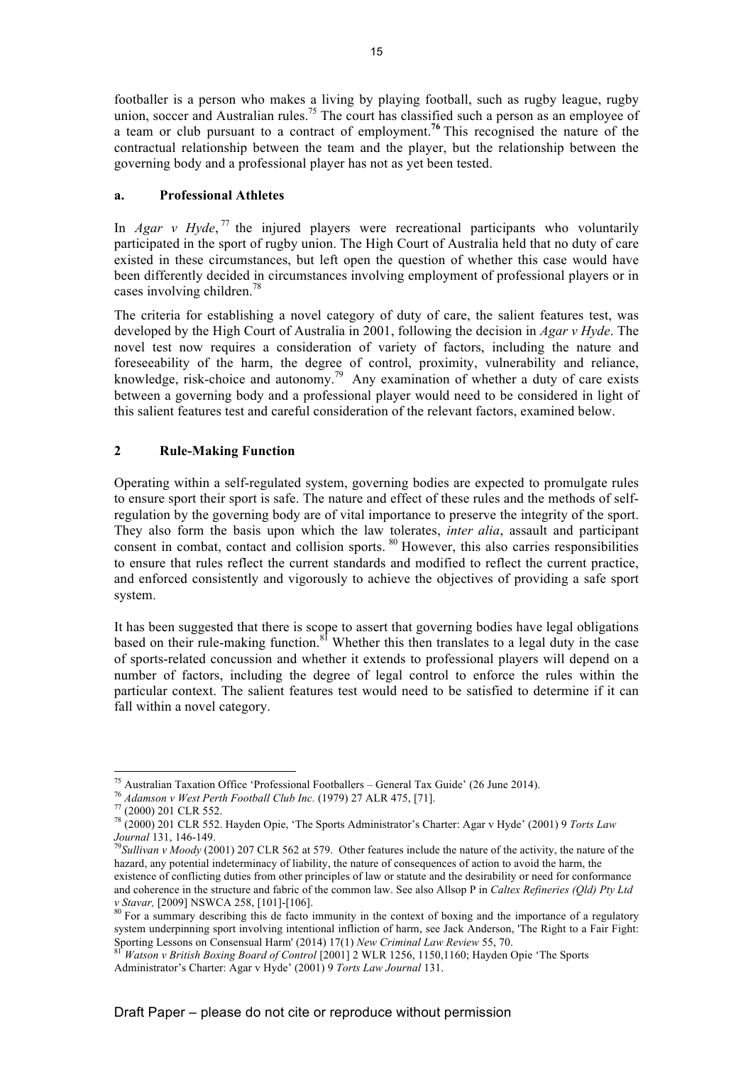footballer is a person who makes a living by playing football, such as rugby league, rugby union, soccer and Australian rules.[75] The court has classified such a person as an employee of a team or club pursuant to a contract of employment.[76] This recognised the nature of the contractual relationship between the team and the player, but the relationship between the governing body and a professional player has not as yet been tested.

### a. Professional Athletes

In *Agar v Hyde*,[77] the injured players were recreational participants who voluntarily participated in the sport of rugby union. The High Court of Australia held that no duty of care existed in these circumstances, but left open the question of whether this case would have been differently decided in circumstances involving employment of professional players or in cases involving children.[78]

The criteria for establishing a novel category of duty of care, the salient features test, was developed by the High Court of Australia in 2001, following the decision in *Agar v Hyde*. The novel test now requires a consideration of variety of factors, including the nature and foreseeability of the harm, the degree of control, proximity, vulnerability and reliance, knowledge, risk-choice and autonomy.[79] Any examination of whether a duty of care exists between a governing body and a professional player would need to be considered in light of this salient features test and careful consideration of the relevant factors, examined below.

## 2 Rule-Making Function

Operating within a self-regulated system, governing bodies are expected to promulgate rules to ensure sport their sport is safe. The nature and effect of these rules and the methods of self-regulation by the governing body are of vital importance to preserve the integrity of the sport. They also form the basis upon which the law tolerates, *inter alia*, assault and participant consent in combat, contact and collision sports.[80] However, this also carries responsibilities to ensure that rules reflect the current standards and modified to reflect the current practice, and enforced consistently and vigorously to achieve the objectives of providing a safe sport system.

It has been suggested that there is scope to assert that governing bodies have legal obligations based on their rule-making function.[81] Whether this then translates to a legal duty in the case of sports-related concussion and whether it extends to professional players will depend on a number of factors, including the degree of legal control to enforce the rules within the particular context. The salient features test would need to be satisfied to determine if it can fall within a novel category.

---

[75] Australian Taxation Office 'Professional Footballers – General Tax Guide' (26 June 2014).
[76] *Adamson v West Perth Football Club Inc.* (1979) 27 ALR 475, [71].
[77] (2000) 201 CLR 552.
[78] (2000) 201 CLR 552. Hayden Opie, 'The Sports Administrator's Charter: Agar v Hyde' (2001) 9 *Torts Law Journal* 131, 146-149.
[79] *Sullivan v Moody* (2001) 207 CLR 562 at 579. Other features include the nature of the activity, the nature of the hazard, any potential indeterminacy of liability, the nature of consequences of action to avoid the harm, the existence of conflicting duties from other principles of law or statute and the desirability or need for conformance and coherence in the structure and fabric of the common law. See also Allsop P in *Caltex Refineries (Qld) Pty Ltd v Stavar,* [2009] NSWCA 258, [101]-[106].
[80] For a summary describing this de facto immunity in the context of boxing and the importance of a regulatory system underpinning sport involving intentional infliction of harm, see Jack Anderson, 'The Right to a Fair Fight: Sporting Lessons on Consensual Harm' (2014) 17(1) *New Criminal Law Review* 55, 70.
[81] *Watson v British Boxing Board of Control* [2001] 2 WLR 1256, 1150,1160; Hayden Opie 'The Sports Administrator's Charter: Agar v Hyde' (2001) 9 *Torts Law Journal* 131.

Draft Paper – please do not cite or reproduce without permission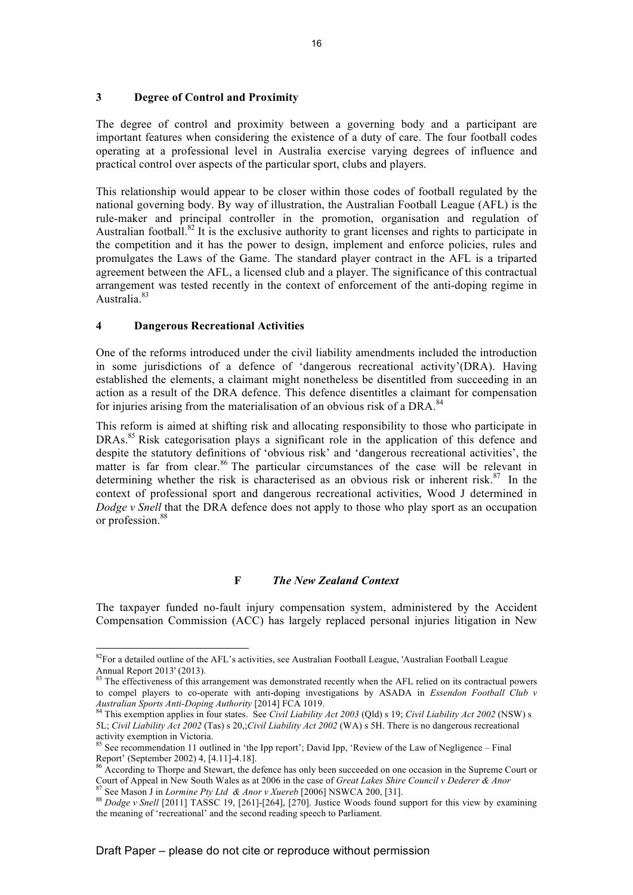### 3 Degree of Control and Proximity

The degree of control and proximity between a governing body and a participant are important features when considering the existence of a duty of care. The four football codes operating at a professional level in Australia exercise varying degrees of influence and practical control over aspects of the particular sport, clubs and players.

This relationship would appear to be closer within those codes of football regulated by the national governing body. By way of illustration, the Australian Football League (AFL) is the rule-maker and principal controller in the promotion, organisation and regulation of Australian football.[82] It is the exclusive authority to grant licenses and rights to participate in the competition and it has the power to design, implement and enforce policies, rules and promulgates the Laws of the Game. The standard player contract in the AFL is a triparted agreement between the AFL, a licensed club and a player. The significance of this contractual arrangement was tested recently in the context of enforcement of the anti-doping regime in Australia.[83]

### 4 Dangerous Recreational Activities

One of the reforms introduced under the civil liability amendments included the introduction in some jurisdictions of a defence of 'dangerous recreational activity'(DRA). Having established the elements, a claimant might nonetheless be disentitled from succeeding in an action as a result of the DRA defence. This defence disentitles a claimant for compensation for injuries arising from the materialisation of an obvious risk of a DRA.[84]

This reform is aimed at shifting risk and allocating responsibility to those who participate in DRAs.[85] Risk categorisation plays a significant role in the application of this defence and despite the statutory definitions of 'obvious risk' and 'dangerous recreational activities', the matter is far from clear.[86] The particular circumstances of the case will be relevant in determining whether the risk is characterised as an obvious risk or inherent risk.[87] In the context of professional sport and dangerous recreational activities, Wood J determined in *Dodge v Snell* that the DRA defence does not apply to those who play sport as an occupation or profession.[88]

## F *The New Zealand Context*

The taxpayer funded no-fault injury compensation system, administered by the Accident Compensation Commission (ACC) has largely replaced personal injuries litigation in New

---

[82] For a detailed outline of the AFL's activities, see Australian Football League, 'Australian Football League Annual Report 2013' (2013).

[83] The effectiveness of this arrangement was demonstrated recently when the AFL relied on its contractual powers to compel players to co-operate with anti-doping investigations by ASADA in *Essendon Football Club v Australian Sports Anti-Doping Authority* [2014] FCA 1019.

[84] This exemption applies in four states. See *Civil Liability Act 2003* (Qld) s 19; *Civil Liability Act 2002* (NSW) s 5L; *Civil Liability Act 2002* (Tas) s 20,;*Civil Liability Act 2002* (WA) s 5H. There is no dangerous recreational activity exemption in Victoria.

[85] See recommendation 11 outlined in 'the Ipp report'; David Ipp, 'Review of the Law of Negligence – Final Report' (September 2002) 4, [4.11]-4.18].

[86] According to Thorpe and Stewart, the defence has only been succeeded on one occasion in the Supreme Court or Court of Appeal in New South Wales as at 2006 in the case of *Great Lakes Shire Council v Dederer & Anor*

[87] See Mason J in *Lormine Pty Ltd & Anor v Xuereb* [2006] NSWCA 200, [31].

[88] *Dodge v Snell* [2011] TASSC 19, [261]-[264], [270]. Justice Woods found support for this view by examining the meaning of 'recreational' and the second reading speech to Parliament.

Draft Paper – please do not cite or reproduce without permission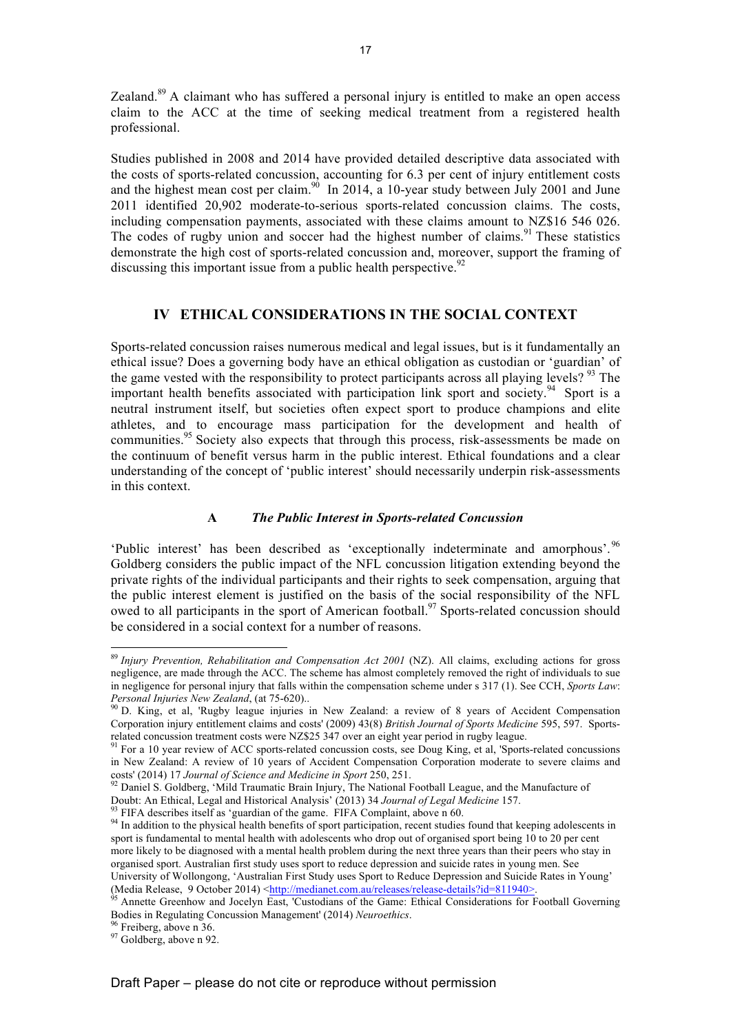Zealand.[89] A claimant who has suffered a personal injury is entitled to make an open access claim to the ACC at the time of seeking medical treatment from a registered health professional.

Studies published in 2008 and 2014 have provided detailed descriptive data associated with the costs of sports-related concussion, accounting for 6.3 per cent of injury entitlement costs and the highest mean cost per claim.[90] In 2014, a 10-year study between July 2001 and June 2011 identified 20,902 moderate-to-serious sports-related concussion claims. The costs, including compensation payments, associated with these claims amount to NZ$16 546 026. The codes of rugby union and soccer had the highest number of claims.[91] These statistics demonstrate the high cost of sports-related concussion and, moreover, support the framing of discussing this important issue from a public health perspective.[92]

## IV ETHICAL CONSIDERATIONS IN THE SOCIAL CONTEXT

Sports-related concussion raises numerous medical and legal issues, but is it fundamentally an ethical issue? Does a governing body have an ethical obligation as custodian or 'guardian' of the game vested with the responsibility to protect participants across all playing levels? [93] The important health benefits associated with participation link sport and society.[94] Sport is a neutral instrument itself, but societies often expect sport to produce champions and elite athletes, and to encourage mass participation for the development and health of communities.[95] Society also expects that through this process, risk-assessments be made on the continuum of benefit versus harm in the public interest. Ethical foundations and a clear understanding of the concept of 'public interest' should necessarily underpin risk-assessments in this context.

### A *The Public Interest in Sports-related Concussion*

'Public interest' has been described as 'exceptionally indeterminate and amorphous'.[96] Goldberg considers the public impact of the NFL concussion litigation extending beyond the private rights of the individual participants and their rights to seek compensation, arguing that the public interest element is justified on the basis of the social responsibility of the NFL owed to all participants in the sport of American football.[97] Sports-related concussion should be considered in a social context for a number of reasons.

---

[89] *Injury Prevention, Rehabilitation and Compensation Act 2001* (NZ). All claims, excluding actions for gross negligence, are made through the ACC. The scheme has almost completely removed the right of individuals to sue in negligence for personal injury that falls within the compensation scheme under s 317 (1). See CCH, *Sports Law*: *Personal Injuries New Zealand*, (at 75-620)..

[90] D. King, et al, 'Rugby league injuries in New Zealand: a review of 8 years of Accident Compensation Corporation injury entitlement claims and costs' (2009) 43(8) *British Journal of Sports Medicine* 595, 597. Sports-related concussion treatment costs were NZ$25 347 over an eight year period in rugby league.

[91] For a 10 year review of ACC sports-related concussion costs, see Doug King, et al, 'Sports-related concussions in New Zealand: A review of 10 years of Accident Compensation Corporation moderate to severe claims and costs' (2014) 17 *Journal of Science and Medicine in Sport* 250, 251.

[92] Daniel S. Goldberg, 'Mild Traumatic Brain Injury, The National Football League, and the Manufacture of Doubt: An Ethical, Legal and Historical Analysis' (2013) 34 *Journal of Legal Medicine* 157.

[93] FIFA describes itself as 'guardian of the game. FIFA Complaint, above n 60.

[94] In addition to the physical health benefits of sport participation, recent studies found that keeping adolescents in sport is fundamental to mental health with adolescents who drop out of organised sport being 10 to 20 per cent more likely to be diagnosed with a mental health problem during the next three years than their peers who stay in organised sport. Australian first study uses sport to reduce depression and suicide rates in young men. See University of Wollongong, 'Australian First Study uses Sport to Reduce Depression and Suicide Rates in Young' (Media Release, 9 October 2014) <http://medianet.com.au/releases/release-details?id=811940>.

[95] Annette Greenhow and Jocelyn East, 'Custodians of the Game: Ethical Considerations for Football Governing Bodies in Regulating Concussion Management' (2014) *Neuroethics*.

[96] Freiberg, above n 36.

[97] Goldberg, above n 92.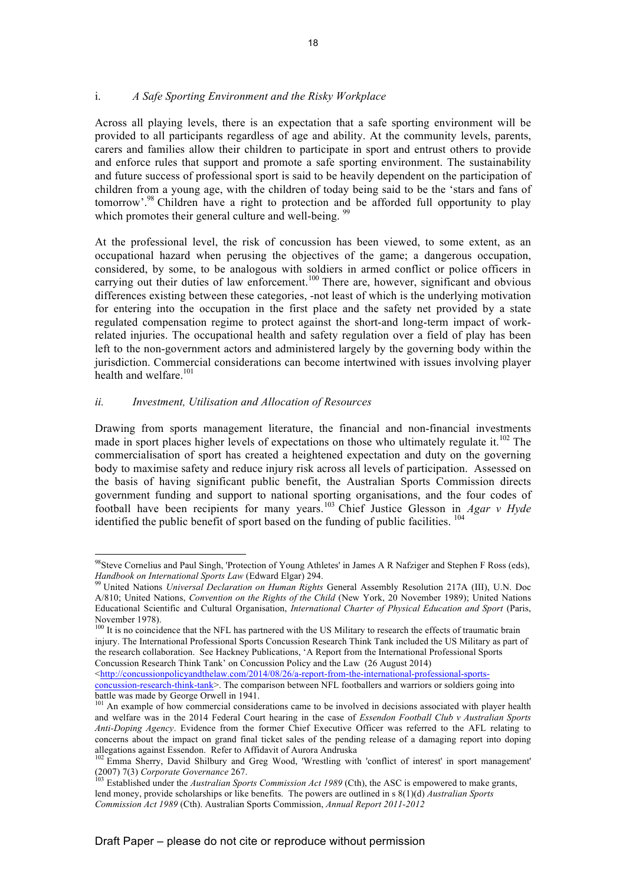### i. *A Safe Sporting Environment and the Risky Workplace*

Across all playing levels, there is an expectation that a safe sporting environment will be provided to all participants regardless of age and ability. At the community levels, parents, carers and families allow their children to participate in sport and entrust others to provide and enforce rules that support and promote a safe sporting environment. The sustainability and future success of professional sport is said to be heavily dependent on the participation of children from a young age, with the children of today being said to be the 'stars and fans of tomorrow'.[98] Children have a right to protection and be afforded full opportunity to play which promotes their general culture and well-being. [99]

At the professional level, the risk of concussion has been viewed, to some extent, as an occupational hazard when perusing the objectives of the game; a dangerous occupation, considered, by some, to be analogous with soldiers in armed conflict or police officers in carrying out their duties of law enforcement.[100] There are, however, significant and obvious differences existing between these categories, -not least of which is the underlying motivation for entering into the occupation in the first place and the safety net provided by a state regulated compensation regime to protect against the short-and long-term impact of work-related injuries. The occupational health and safety regulation over a field of play has been left to the non-government actors and administered largely by the governing body within the jurisdiction. Commercial considerations can become intertwined with issues involving player health and welfare.[101]

### *ii. Investment, Utilisation and Allocation of Resources*

Drawing from sports management literature, the financial and non-financial investments made in sport places higher levels of expectations on those who ultimately regulate it.[102] The commercialisation of sport has created a heightened expectation and duty on the governing body to maximise safety and reduce injury risk across all levels of participation. Assessed on the basis of having significant public benefit, the Australian Sports Commission directs government funding and support to national sporting organisations, and the four codes of football have been recipients for many years.[103] Chief Justice Glesson in *Agar v Hyde* identified the public benefit of sport based on the funding of public facilities. [104]

---

[98] Steve Cornelius and Paul Singh, 'Protection of Young Athletes' in James A R Nafziger and Stephen F Ross (eds), *Handbook on International Sports Law* (Edward Elgar) 294.

[99] United Nations *Universal Declaration on Human Rights* General Assembly Resolution 217A (III), U.N. Doc A/810; United Nations, *Convention on the Rights of the Child* (New York, 20 November 1989); United Nations Educational Scientific and Cultural Organisation, *International Charter of Physical Education and Sport* (Paris, November 1978).

[100] It is no coincidence that the NFL has partnered with the US Military to research the effects of traumatic brain injury. The International Professional Sports Concussion Research Think Tank included the US Military as part of the research collaboration. See Hackney Publications, 'A Report from the International Professional Sports Concussion Research Think Tank' on Concussion Policy and the Law (26 August 2014) <http://concussionpolicyandthelaw.com/2014/08/26/a-report-from-the-international-professional-sports-concussion-research-think-tank>. The comparison between NFL footballers and warriors or soldiers going into battle was made by George Orwell in 1941.

[101] An example of how commercial considerations came to be involved in decisions associated with player health and welfare was in the 2014 Federal Court hearing in the case of *Essendon Football Club v Australian Sports Anti-Doping Agency*. Evidence from the former Chief Executive Officer was referred to the AFL relating to concerns about the impact on grand final ticket sales of the pending release of a damaging report into doping allegations against Essendon. Refer to Affidavit of Aurora Andruska

[102] Emma Sherry, David Shilbury and Greg Wood, 'Wrestling with 'conflict of interest' in sport management' (2007) 7(3) *Corporate Governance* 267.

[103] Established under the *Australian Sports Commission Act 1989* (Cth), the ASC is empowered to make grants, lend money, provide scholarships or like benefits. The powers are outlined in s 8(1)(d) *Australian Sports Commission Act 1989* (Cth). Australian Sports Commission, *Annual Report 2011-2012*

Draft Paper – please do not cite or reproduce without permission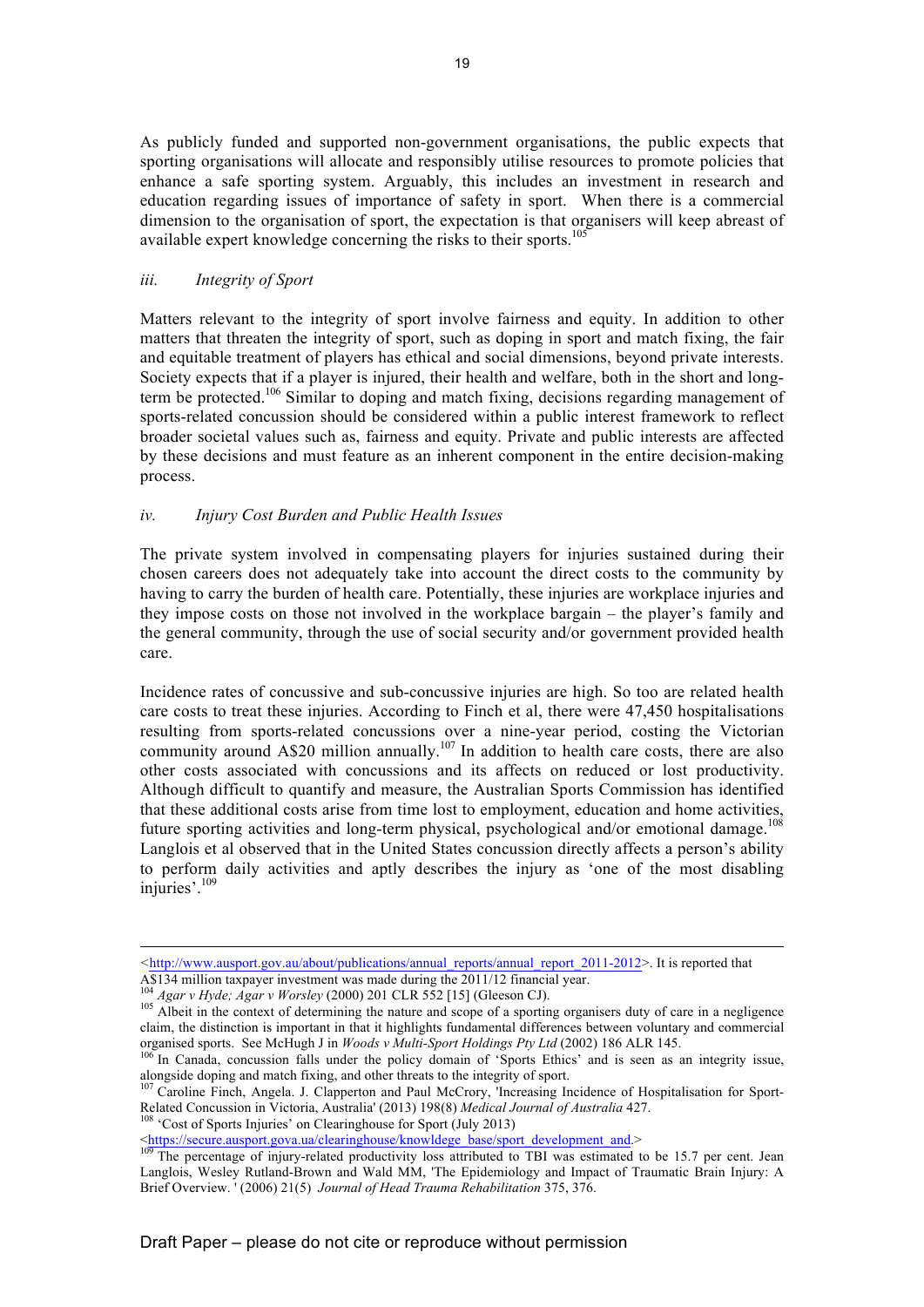As publicly funded and supported non-government organisations, the public expects that sporting organisations will allocate and responsibly utilise resources to promote policies that enhance a safe sporting system. Arguably, this includes an investment in research and education regarding issues of importance of safety in sport. When there is a commercial dimension to the organisation of sport, the expectation is that organisers will keep abreast of available expert knowledge concerning the risks to their sports.[105]

### *iii. Integrity of Sport*

Matters relevant to the integrity of sport involve fairness and equity. In addition to other matters that threaten the integrity of sport, such as doping in sport and match fixing, the fair and equitable treatment of players has ethical and social dimensions, beyond private interests. Society expects that if a player is injured, their health and welfare, both in the short and long-term be protected.[106] Similar to doping and match fixing, decisions regarding management of sports-related concussion should be considered within a public interest framework to reflect broader societal values such as, fairness and equity. Private and public interests are affected by these decisions and must feature as an inherent component in the entire decision-making process.

### *iv. Injury Cost Burden and Public Health Issues*

The private system involved in compensating players for injuries sustained during their chosen careers does not adequately take into account the direct costs to the community by having to carry the burden of health care. Potentially, these injuries are workplace injuries and they impose costs on those not involved in the workplace bargain – the player's family and the general community, through the use of social security and/or government provided health care.

Incidence rates of concussive and sub-concussive injuries are high. So too are related health care costs to treat these injuries. According to Finch et al, there were 47,450 hospitalisations resulting from sports-related concussions over a nine-year period, costing the Victorian community around A$20 million annually.[107] In addition to health care costs, there are also other costs associated with concussions and its affects on reduced or lost productivity. Although difficult to quantify and measure, the Australian Sports Commission has identified that these additional costs arise from time lost to employment, education and home activities, future sporting activities and long-term physical, psychological and/or emotional damage.[108] Langlois et al observed that in the United States concussion directly affects a person's ability to perform daily activities and aptly describes the injury as 'one of the most disabling injuries'.[109]

---

<http://www.ausport.gov.au/about/publications/annual_reports/annual_report_2011-2012>. It is reported that A$134 million taxpayer investment was made during the 2011/12 financial year.

[104] *Agar v Hyde; Agar v Worsley* (2000) 201 CLR 552 [15] (Gleeson CJ).

[105] Albeit in the context of determining the nature and scope of a sporting organisers duty of care in a negligence claim, the distinction is important in that it highlights fundamental differences between voluntary and commercial organised sports. See McHugh J in *Woods v Multi-Sport Holdings Pty Ltd* (2002) 186 ALR 145.

[106] In Canada, concussion falls under the policy domain of 'Sports Ethics' and is seen as an integrity issue, alongside doping and match fixing, and other threats to the integrity of sport.

[107] Caroline Finch, Angela. J. Clapperton and Paul McCrory, 'Increasing Incidence of Hospitalisation for Sport-Related Concussion in Victoria, Australia' (2013) 198(8) *Medical Journal of Australia* 427.

[108] 'Cost of Sports Injuries' on Clearinghouse for Sport (July 2013) <https://secure.ausport.gova.ua/clearinghouse/knowldege_base/sport_development_and.>

[109] The percentage of injury-related productivity loss attributed to TBI was estimated to be 15.7 per cent. Jean Langlois, Wesley Rutland-Brown and Wald MM, 'The Epidemiology and Impact of Traumatic Brain Injury: A Brief Overview. ' (2006) 21(5) *Journal of Head Trauma Rehabilitation* 375, 376.

Draft Paper – please do not cite or reproduce without permission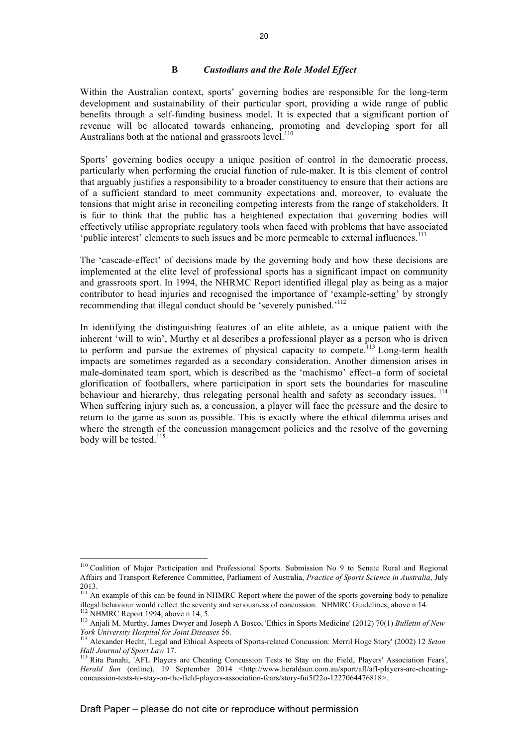### B *Custodians and the Role Model Effect*

Within the Australian context, sports' governing bodies are responsible for the long-term development and sustainability of their particular sport, providing a wide range of public benefits through a self-funding business model. It is expected that a significant portion of revenue will be allocated towards enhancing, promoting and developing sport for all Australians both at the national and grassroots level.[110]

Sports' governing bodies occupy a unique position of control in the democratic process, particularly when performing the crucial function of rule-maker. It is this element of control that arguably justifies a responsibility to a broader constituency to ensure that their actions are of a sufficient standard to meet community expectations and, moreover, to evaluate the tensions that might arise in reconciling competing interests from the range of stakeholders. It is fair to think that the public has a heightened expectation that governing bodies will effectively utilise appropriate regulatory tools when faced with problems that have associated 'public interest' elements to such issues and be more permeable to external influences.[111]

The 'cascade-effect' of decisions made by the governing body and how these decisions are implemented at the elite level of professional sports has a significant impact on community and grassroots sport. In 1994, the NHRMC Report identified illegal play as being as a major contributor to head injuries and recognised the importance of 'example-setting' by strongly recommending that illegal conduct should be 'severely punished.'[112]

In identifying the distinguishing features of an elite athlete, as a unique patient with the inherent 'will to win', Murthy et al describes a professional player as a person who is driven to perform and pursue the extremes of physical capacity to compete.[113] Long-term health impacts are sometimes regarded as a secondary consideration. Another dimension arises in male-dominated team sport, which is described as the 'machismo' effect–a form of societal glorification of footballers, where participation in sport sets the boundaries for masculine behaviour and hierarchy, thus relegating personal health and safety as secondary issues.[114] When suffering injury such as, a concussion, a player will face the pressure and the desire to return to the game as soon as possible. This is exactly where the ethical dilemma arises and where the strength of the concussion management policies and the resolve of the governing body will be tested.[115]

---

[110] Coalition of Major Participation and Professional Sports. Submission No 9 to Senate Rural and Regional Affairs and Transport Reference Committee, Parliament of Australia, *Practice of Sports Science in Australia*, July 2013.

[111] An example of this can be found in NHMRC Report where the power of the sports governing body to penalize illegal behaviour would reflect the severity and seriousness of concussion. NHMRC Guidelines, above n 14.

[112] NHMRC Report 1994, above n 14, 5.

[113] Anjali M. Murthy, James Dwyer and Joseph A Bosco, 'Ethics in Sports Medicine' (2012) 70(1) *Bulletin of New York University Hospital for Joint Diseases* 56.

[114] Alexander Hecht, 'Legal and Ethical Aspects of Sports-related Concussion: Merril Hoge Story' (2002) 12 *Seton Hall Journal of Sport Law* 17.

[115] Rita Panahi, 'AFL Players are Cheating Concussion Tests to Stay on the Field, Players' Association Fears', *Herald Sun* (online), 19 September 2014 <http://www.heraldsun.com.au/sport/afl/afl-players-are-cheating-concussion-tests-to-stay-on-the-field-players-association-fears/story-fni5f22o-1227064476818>.

Draft Paper – please do not cite or reproduce without permission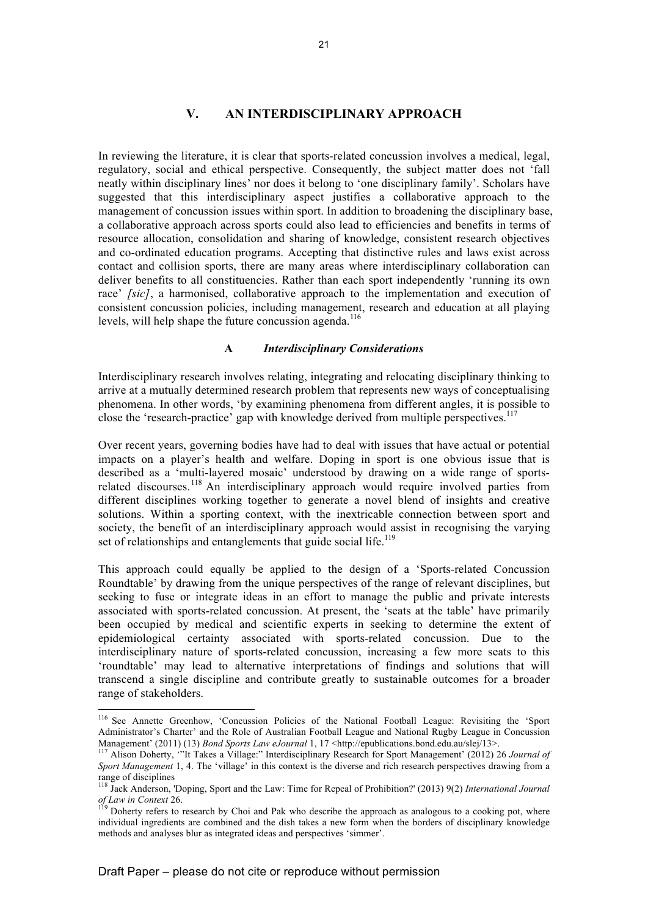## V. AN INTERDISCIPLINARY APPROACH

In reviewing the literature, it is clear that sports-related concussion involves a medical, legal, regulatory, social and ethical perspective. Consequently, the subject matter does not 'fall neatly within disciplinary lines' nor does it belong to 'one disciplinary family'. Scholars have suggested that this interdisciplinary aspect justifies a collaborative approach to the management of concussion issues within sport. In addition to broadening the disciplinary base, a collaborative approach across sports could also lead to efficiencies and benefits in terms of resource allocation, consolidation and sharing of knowledge, consistent research objectives and co-ordinated education programs. Accepting that distinctive rules and laws exist across contact and collision sports, there are many areas where interdisciplinary collaboration can deliver benefits to all constituencies. Rather than each sport independently 'running its own race' *[sic]*, a harmonised, collaborative approach to the implementation and execution of consistent concussion policies, including management, research and education at all playing levels, will help shape the future concussion agenda.[116]

### A *Interdisciplinary Considerations*

Interdisciplinary research involves relating, integrating and relocating disciplinary thinking to arrive at a mutually determined research problem that represents new ways of conceptualising phenomena. In other words, 'by examining phenomena from different angles, it is possible to close the 'research-practice' gap with knowledge derived from multiple perspectives.[117]

Over recent years, governing bodies have had to deal with issues that have actual or potential impacts on a player's health and welfare. Doping in sport is one obvious issue that is described as a 'multi-layered mosaic' understood by drawing on a wide range of sports-related discourses.[118] An interdisciplinary approach would require involved parties from different disciplines working together to generate a novel blend of insights and creative solutions. Within a sporting context, with the inextricable connection between sport and society, the benefit of an interdisciplinary approach would assist in recognising the varying set of relationships and entanglements that guide social life.[119]

This approach could equally be applied to the design of a 'Sports-related Concussion Roundtable' by drawing from the unique perspectives of the range of relevant disciplines, but seeking to fuse or integrate ideas in an effort to manage the public and private interests associated with sports-related concussion. At present, the 'seats at the table' have primarily been occupied by medical and scientific experts in seeking to determine the extent of epidemiological certainty associated with sports-related concussion. Due to the interdisciplinary nature of sports-related concussion, increasing a few more seats to this 'roundtable' may lead to alternative interpretations of findings and solutions that will transcend a single discipline and contribute greatly to sustainable outcomes for a broader range of stakeholders.

---

[116] See Annette Greenhow, 'Concussion Policies of the National Football League: Revisiting the 'Sport Administrator's Charter' and the Role of Australian Football League and National Rugby League in Concussion Management' (2011) (13) *Bond Sports Law eJournal* 1, 17 <http://epublications.bond.edu.au/slej/13>.

[117] Alison Doherty, '"It Takes a Village:" Interdisciplinary Research for Sport Management' (2012) 26 *Journal of Sport Management* 1, 4. The 'village' in this context is the diverse and rich research perspectives drawing from a range of disciplines

[118] Jack Anderson, 'Doping, Sport and the Law: Time for Repeal of Prohibition?' (2013) 9(2) *International Journal of Law in Context* 26.

[119] Doherty refers to research by Choi and Pak who describe the approach as analogous to a cooking pot, where individual ingredients are combined and the dish takes a new form when the borders of disciplinary knowledge methods and analyses blur as integrated ideas and perspectives 'simmer'.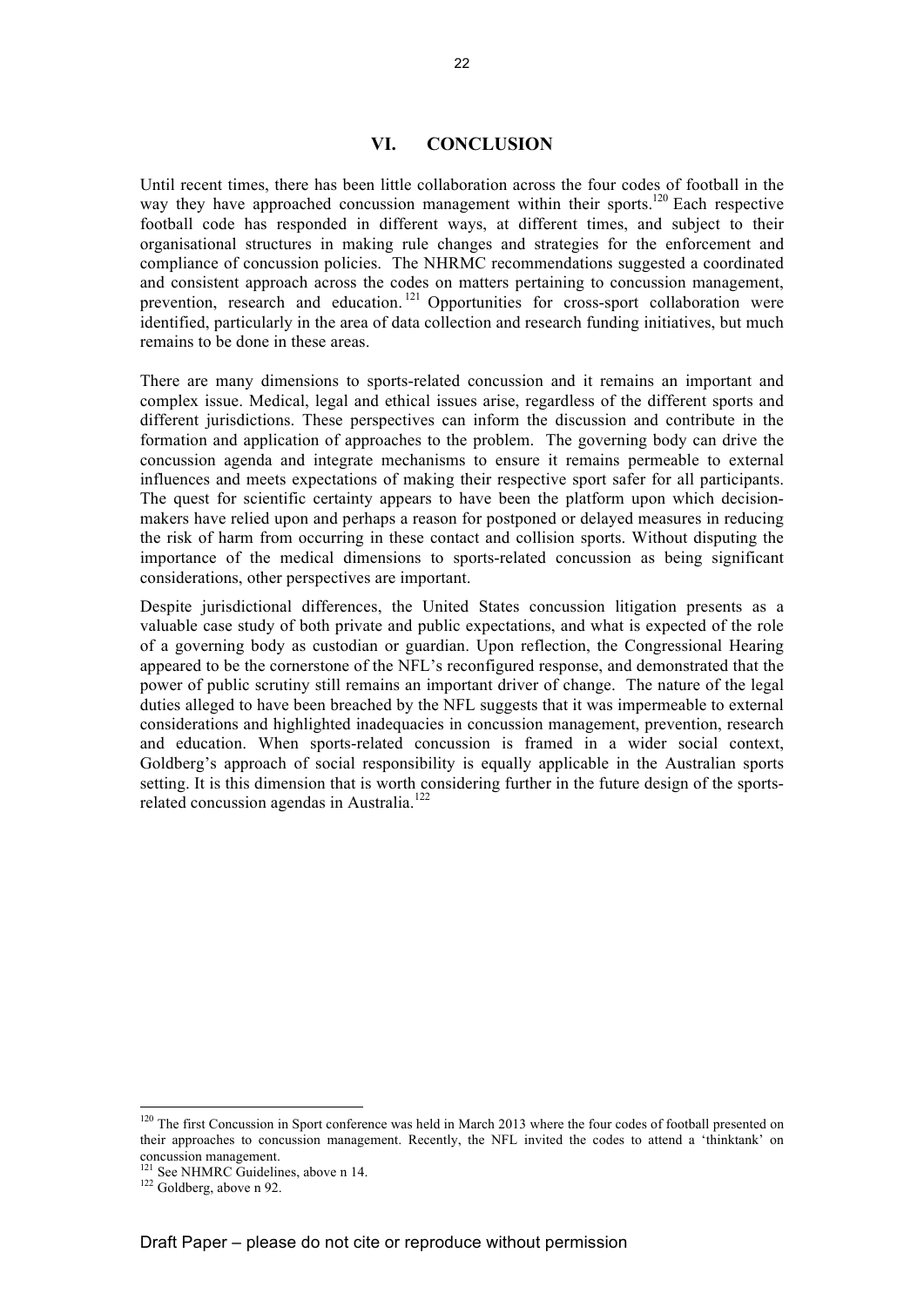## VI. CONCLUSION

Until recent times, there has been little collaboration across the four codes of football in the way they have approached concussion management within their sports.[120] Each respective football code has responded in different ways, at different times, and subject to their organisational structures in making rule changes and strategies for the enforcement and compliance of concussion policies. The NHRMC recommendations suggested a coordinated and consistent approach across the codes on matters pertaining to concussion management, prevention, research and education.[121] Opportunities for cross-sport collaboration were identified, particularly in the area of data collection and research funding initiatives, but much remains to be done in these areas.

There are many dimensions to sports-related concussion and it remains an important and complex issue. Medical, legal and ethical issues arise, regardless of the different sports and different jurisdictions. These perspectives can inform the discussion and contribute in the formation and application of approaches to the problem. The governing body can drive the concussion agenda and integrate mechanisms to ensure it remains permeable to external influences and meets expectations of making their respective sport safer for all participants. The quest for scientific certainty appears to have been the platform upon which decision-makers have relied upon and perhaps a reason for postponed or delayed measures in reducing the risk of harm from occurring in these contact and collision sports. Without disputing the importance of the medical dimensions to sports-related concussion as being significant considerations, other perspectives are important.

Despite jurisdictional differences, the United States concussion litigation presents as a valuable case study of both private and public expectations, and what is expected of the role of a governing body as custodian or guardian. Upon reflection, the Congressional Hearing appeared to be the cornerstone of the NFL's reconfigured response, and demonstrated that the power of public scrutiny still remains an important driver of change. The nature of the legal duties alleged to have been breached by the NFL suggests that it was impermeable to external considerations and highlighted inadequacies in concussion management, prevention, research and education. When sports-related concussion is framed in a wider social context, Goldberg's approach of social responsibility is equally applicable in the Australian sports setting. It is this dimension that is worth considering further in the future design of the sports-related concussion agendas in Australia.[122]

---

[120] The first Concussion in Sport conference was held in March 2013 where the four codes of football presented on their approaches to concussion management. Recently, the NFL invited the codes to attend a 'thinktank' on concussion management.

[121] See NHMRC Guidelines, above n 14.

[122] Goldberg, above n 92.

Draft Paper – please do not cite or reproduce without permission